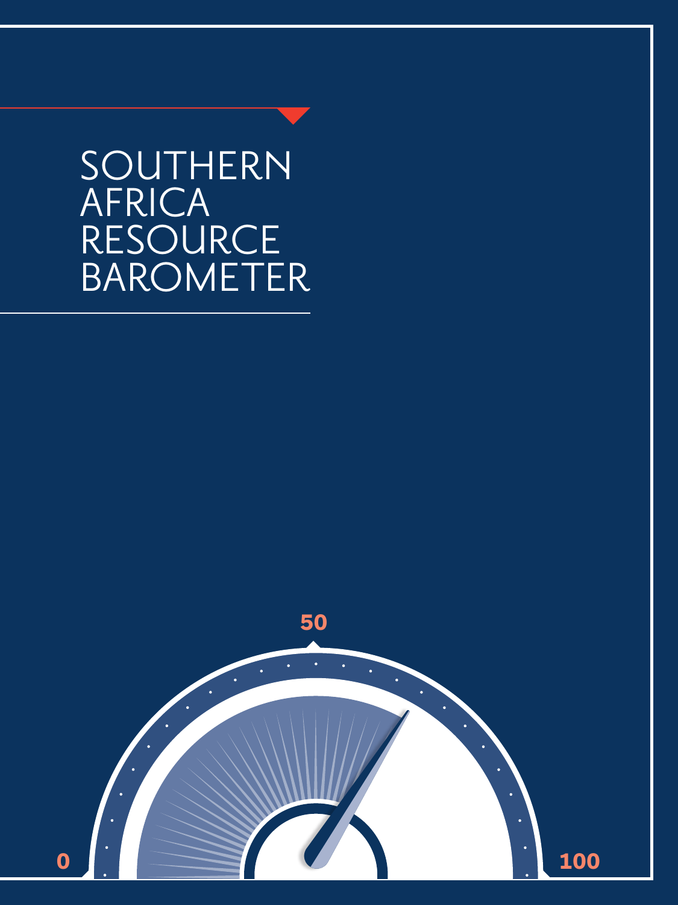# SOUTHERN AFRICA RESOURCE BAROMETER

0

50

100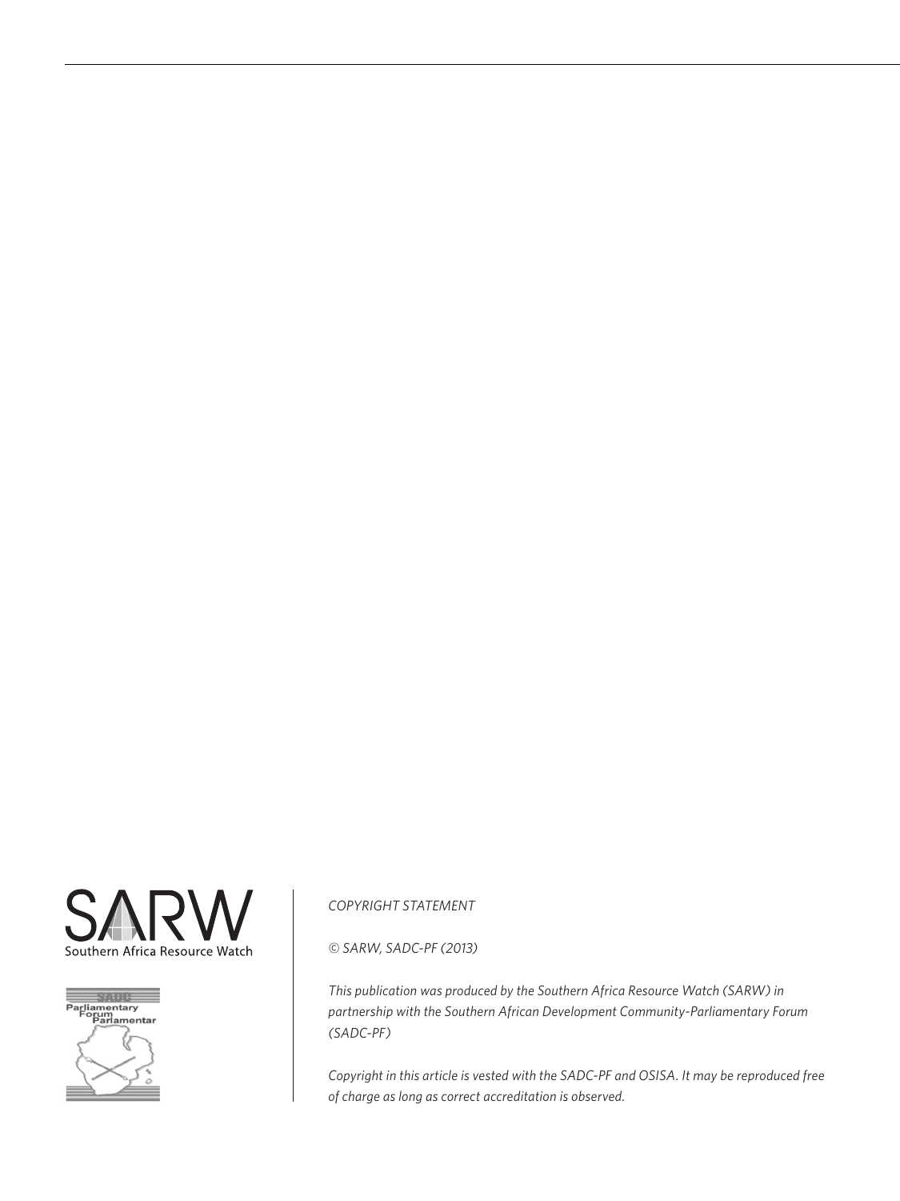SARW

Southern Africa Resource Watch

SADC Parliamentary Forum Parlamentar

*COPYRIGHT STATEMENT*

*© SARW, SADC-PF (2013)*

*This publication was produced by the Southern Africa Resource Watch (SARW) in partnership with the Southern African Development Community-Parliamentary Forum (SADC-PF)*

*Copyright in this article is vested with the SADC-PF and OSISA. It may be reproduced free of charge as long as correct accreditation is observed.*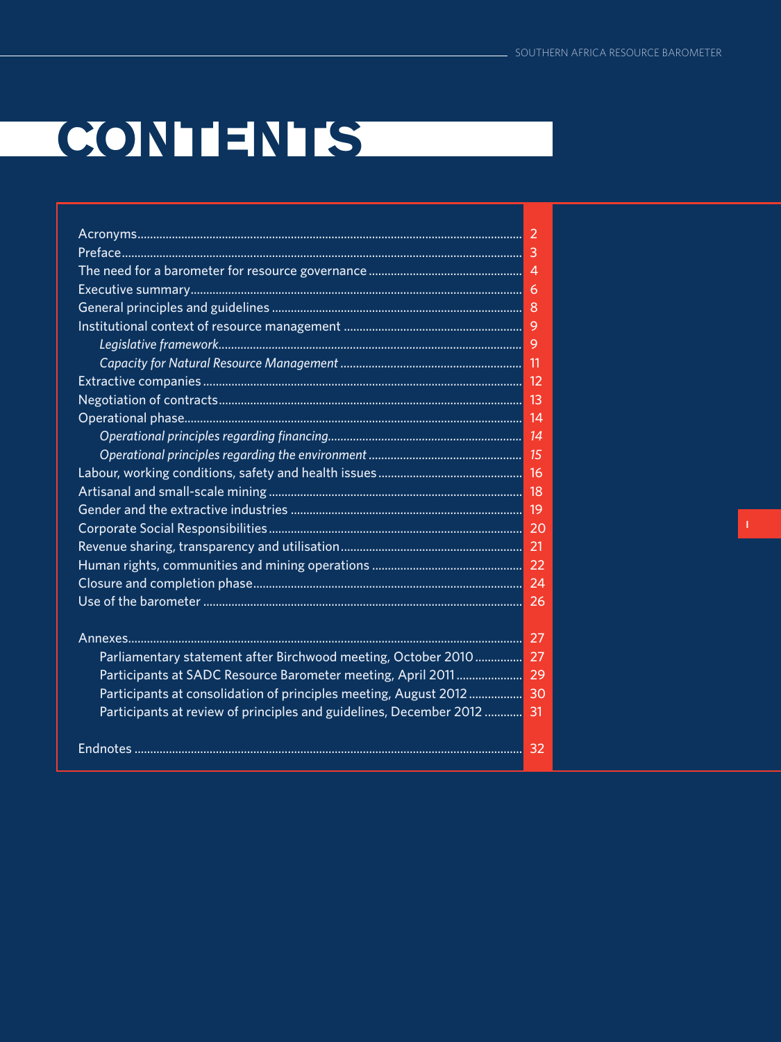# CONTENTS

| | |
|---|---|
| Acronyms | 2 |
| Preface | 3 |
| The need for a barometer for resource governance | 4 |
| Executive summary | 6 |
| General principles and guidelines | 8 |
| Institutional context of resource management | 9 |
| *Legislative framework* | 9 |
| *Capacity for Natural Resource Management* | 11 |
| Extractive companies | 12 |
| Negotiation of contracts | 13 |
| Operational phase | 14 |
| *Operational principles regarding financing* | *14* |
| *Operational principles regarding the environment* | *15* |
| Labour, working conditions, safety and health issues | 16 |
| Artisanal and small-scale mining | 18 |
| Gender and the extractive industries | 19 |
| Corporate Social Responsibilities | 20 |
| Revenue sharing, transparency and utilisation | 21 |
| Human rights, communities and mining operations | 22 |
| Closure and completion phase | 24 |
| Use of the barometer | 26 |
| | |
| Annexes | 27 |
| Parliamentary statement after Birchwood meeting, October 2010 | 27 |
| Participants at SADC Resource Barometer meeting, April 2011 | 29 |
| Participants at consolidation of principles meeting, August 2012 | 30 |
| Participants at review of principles and guidelines, December 2012 | 31 |
| | |
| Endnotes | 32 |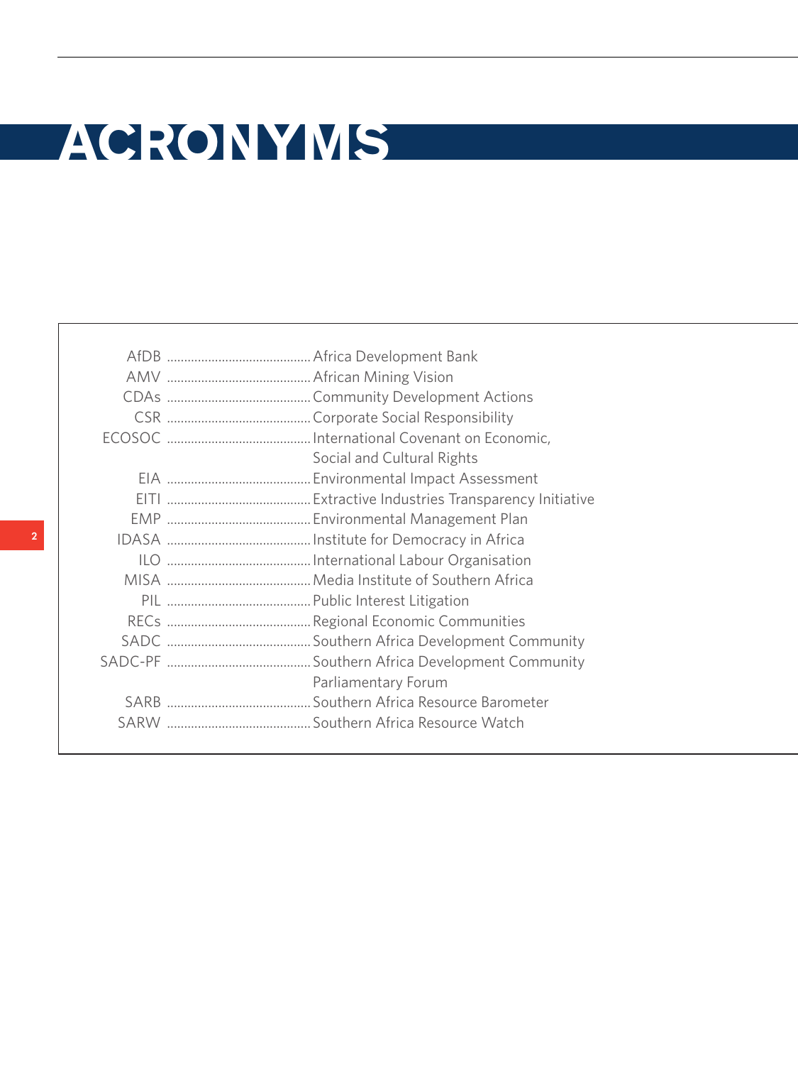# ACRONYMS

| | |
|---|---|
| AfDB | Africa Development Bank |
| AMV | African Mining Vision |
| CDAs | Community Development Actions |
| CSR | Corporate Social Responsibility |
| ECOSOC | International Covenant on Economic, Social and Cultural Rights |
| EIA | Environmental Impact Assessment |
| EITI | Extractive Industries Transparency Initiative |
| EMP | Environmental Management Plan |
| IDASA | Institute for Democracy in Africa |
| ILO | International Labour Organisation |
| MISA | Media Institute of Southern Africa |
| PIL | Public Interest Litigation |
| RECs | Regional Economic Communities |
| SADC | Southern Africa Development Community |
| SADC-PF | Southern Africa Development Community Parliamentary Forum |
| SARB | Southern Africa Resource Barometer |
| SARW | Southern Africa Resource Watch |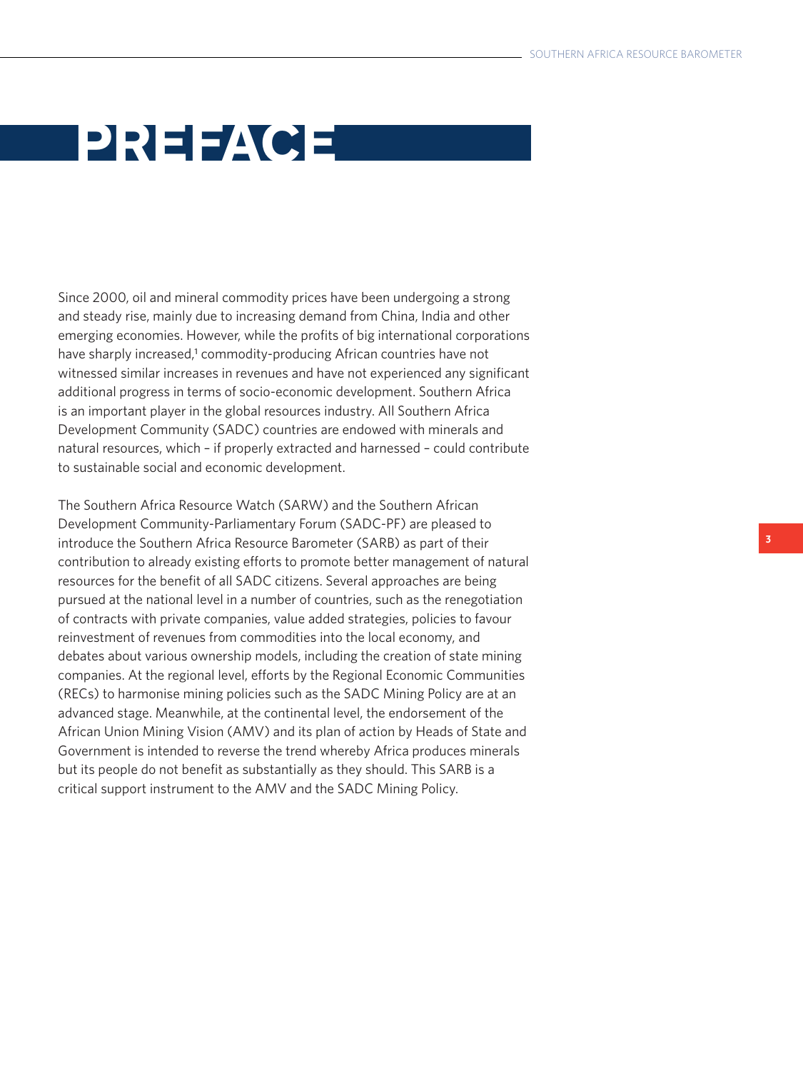# PREFACE

Since 2000, oil and mineral commodity prices have been undergoing a strong and steady rise, mainly due to increasing demand from China, India and other emerging economies. However, while the profits of big international corporations have sharply increased,[1] commodity-producing African countries have not witnessed similar increases in revenues and have not experienced any significant additional progress in terms of socio-economic development. Southern Africa is an important player in the global resources industry. All Southern Africa Development Community (SADC) countries are endowed with minerals and natural resources, which – if properly extracted and harnessed – could contribute to sustainable social and economic development.

The Southern Africa Resource Watch (SARW) and the Southern African Development Community-Parliamentary Forum (SADC-PF) are pleased to introduce the Southern Africa Resource Barometer (SARB) as part of their contribution to already existing efforts to promote better management of natural resources for the benefit of all SADC citizens. Several approaches are being pursued at the national level in a number of countries, such as the renegotiation of contracts with private companies, value added strategies, policies to favour reinvestment of revenues from commodities into the local economy, and debates about various ownership models, including the creation of state mining companies. At the regional level, efforts by the Regional Economic Communities (RECs) to harmonise mining policies such as the SADC Mining Policy are at an advanced stage. Meanwhile, at the continental level, the endorsement of the African Union Mining Vision (AMV) and its plan of action by Heads of State and Government is intended to reverse the trend whereby Africa produces minerals but its people do not benefit as substantially as they should. This SARB is a critical support instrument to the AMV and the SADC Mining Policy.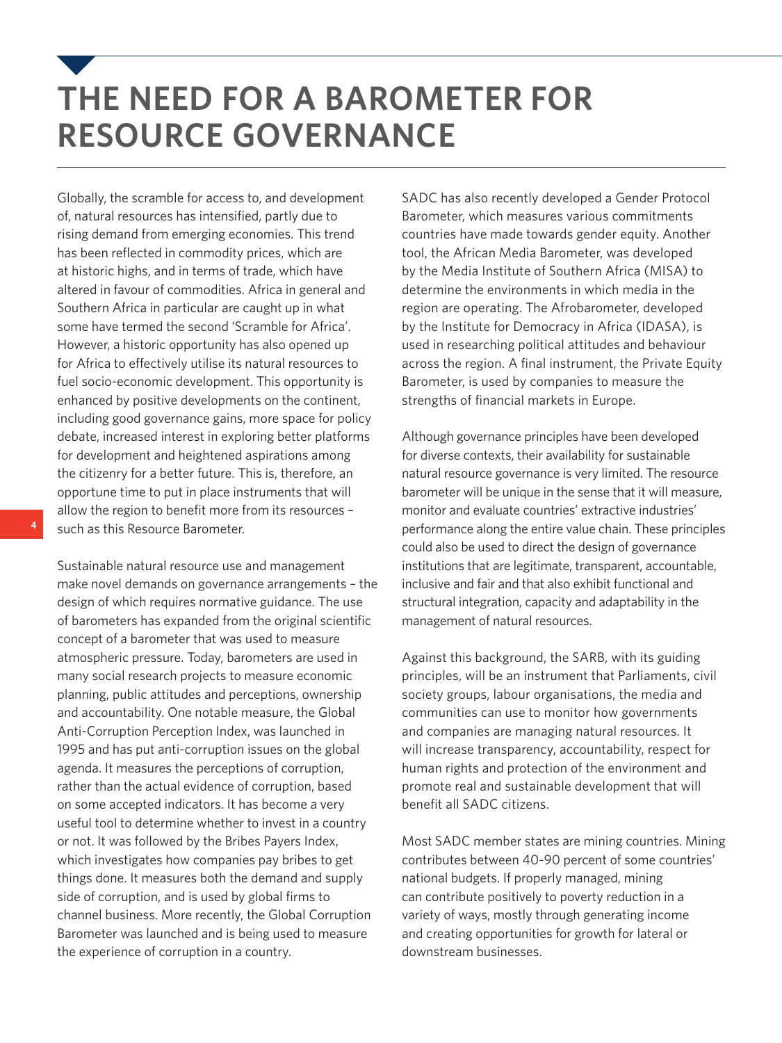# THE NEED FOR A BAROMETER FOR RESOURCE GOVERNANCE

Globally, the scramble for access to, and development of, natural resources has intensified, partly due to rising demand from emerging economies. This trend has been reflected in commodity prices, which are at historic highs, and in terms of trade, which have altered in favour of commodities. Africa in general and Southern Africa in particular are caught up in what some have termed the second 'Scramble for Africa'. However, a historic opportunity has also opened up for Africa to effectively utilise its natural resources to fuel socio-economic development. This opportunity is enhanced by positive developments on the continent, including good governance gains, more space for policy debate, increased interest in exploring better platforms for development and heightened aspirations among the citizenry for a better future. This is, therefore, an opportune time to put in place instruments that will allow the region to benefit more from its resources – such as this Resource Barometer.

Sustainable natural resource use and management make novel demands on governance arrangements – the design of which requires normative guidance. The use of barometers has expanded from the original scientific concept of a barometer that was used to measure atmospheric pressure. Today, barometers are used in many social research projects to measure economic planning, public attitudes and perceptions, ownership and accountability. One notable measure, the Global Anti-Corruption Perception Index, was launched in 1995 and has put anti-corruption issues on the global agenda. It measures the perceptions of corruption, rather than the actual evidence of corruption, based on some accepted indicators. It has become a very useful tool to determine whether to invest in a country or not. It was followed by the Bribes Payers Index, which investigates how companies pay bribes to get things done. It measures both the demand and supply side of corruption, and is used by global firms to channel business. More recently, the Global Corruption Barometer was launched and is being used to measure the experience of corruption in a country.

SADC has also recently developed a Gender Protocol Barometer, which measures various commitments countries have made towards gender equity. Another tool, the African Media Barometer, was developed by the Media Institute of Southern Africa (MISA) to determine the environments in which media in the region are operating. The Afrobarometer, developed by the Institute for Democracy in Africa (IDASA), is used in researching political attitudes and behaviour across the region. A final instrument, the Private Equity Barometer, is used by companies to measure the strengths of financial markets in Europe.

Although governance principles have been developed for diverse contexts, their availability for sustainable natural resource governance is very limited. The resource barometer will be unique in the sense that it will measure, monitor and evaluate countries' extractive industries' performance along the entire value chain. These principles could also be used to direct the design of governance institutions that are legitimate, transparent, accountable, inclusive and fair and that also exhibit functional and structural integration, capacity and adaptability in the management of natural resources.

Against this background, the SARB, with its guiding principles, will be an instrument that Parliaments, civil society groups, labour organisations, the media and communities can use to monitor how governments and companies are managing natural resources. It will increase transparency, accountability, respect for human rights and protection of the environment and promote real and sustainable development that will benefit all SADC citizens.

Most SADC member states are mining countries. Mining contributes between 40-90 percent of some countries' national budgets. If properly managed, mining can contribute positively to poverty reduction in a variety of ways, mostly through generating income and creating opportunities for growth for lateral or downstream businesses.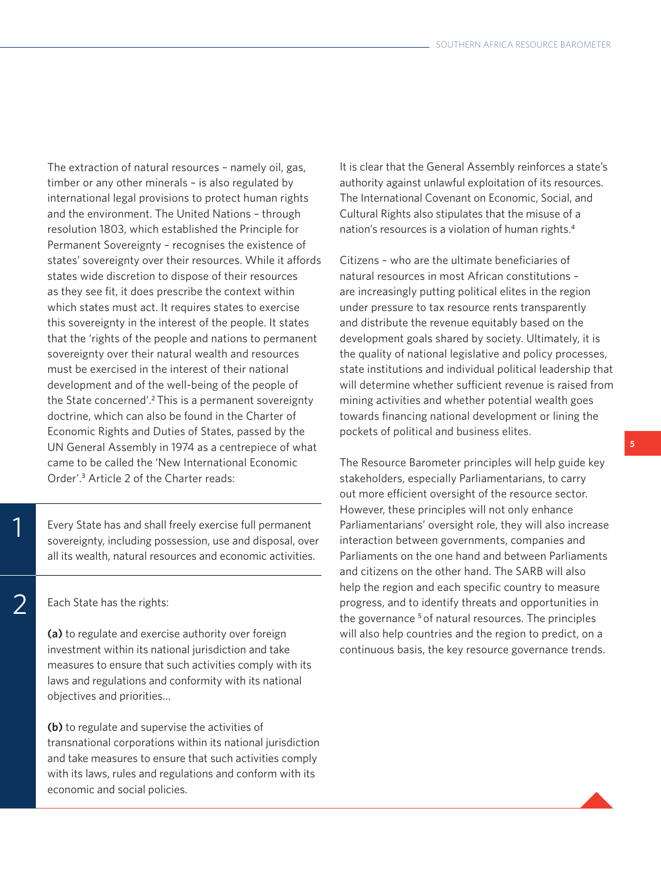The extraction of natural resources – namely oil, gas, timber or any other minerals – is also regulated by international legal provisions to protect human rights and the environment. The United Nations – through resolution 1803, which established the Principle for Permanent Sovereignty – recognises the existence of states' sovereignty over their resources. While it affords states wide discretion to dispose of their resources as they see fit, it does prescribe the context within which states must act. It requires states to exercise this sovereignty in the interest of the people. It states that the 'rights of the people and nations to permanent sovereignty over their natural wealth and resources must be exercised in the interest of their national development and of the well-being of the people of the State concerned'.[2] This is a permanent sovereignty doctrine, which can also be found in the Charter of Economic Rights and Duties of States, passed by the UN General Assembly in 1974 as a centrepiece of what came to be called the 'New International Economic Order'.[3] Article 2 of the Charter reads:

1. Every State has and shall freely exercise full permanent sovereignty, including possession, use and disposal, over all its wealth, natural resources and economic activities.

2. Each State has the rights:

   **(a)** to regulate and exercise authority over foreign investment within its national jurisdiction and take measures to ensure that such activities comply with its laws and regulations and conformity with its national objectives and priorities...

   **(b)** to regulate and supervise the activities of transnational corporations within its national jurisdiction and take measures to ensure that such activities comply with its laws, rules and regulations and conform with its economic and social policies.

It is clear that the General Assembly reinforces a state's authority against unlawful exploitation of its resources. The International Covenant on Economic, Social, and Cultural Rights also stipulates that the misuse of a nation's resources is a violation of human rights.[4]

Citizens – who are the ultimate beneficiaries of natural resources in most African constitutions – are increasingly putting political elites in the region under pressure to tax resource rents transparently and distribute the revenue equitably based on the development goals shared by society. Ultimately, it is the quality of national legislative and policy processes, state institutions and individual political leadership that will determine whether sufficient revenue is raised from mining activities and whether potential wealth goes towards financing national development or lining the pockets of political and business elites.

The Resource Barometer principles will help guide key stakeholders, especially Parliamentarians, to carry out more efficient oversight of the resource sector. However, these principles will not only enhance Parliamentarians' oversight role, they will also increase interaction between governments, companies and Parliaments on the one hand and between Parliaments and citizens on the other hand. The SARB will also help the region and each specific country to measure progress, and to identify threats and opportunities in the governance [5] of natural resources. The principles will also help countries and the region to predict, on a continuous basis, the key resource governance trends.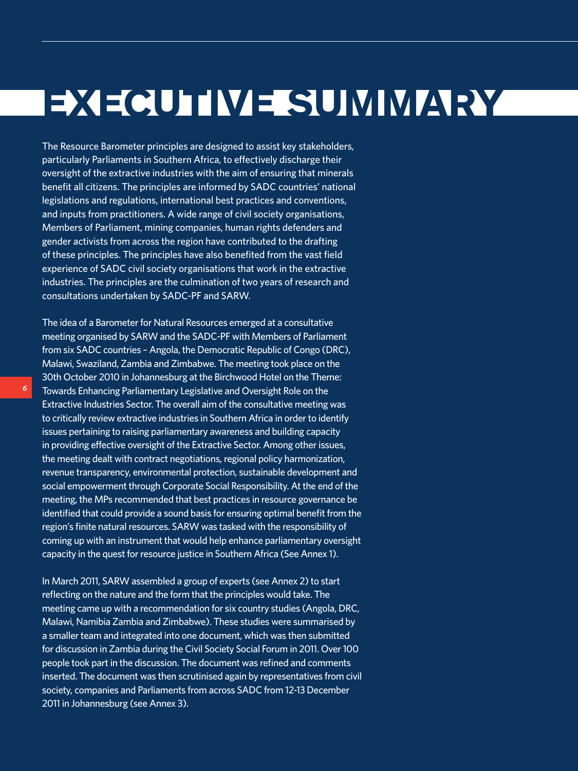# EXECUTIVE SUMMARY

The Resource Barometer principles are designed to assist key stakeholders, particularly Parliaments in Southern Africa, to effectively discharge their oversight of the extractive industries with the aim of ensuring that minerals benefit all citizens. The principles are informed by SADC countries' national legislations and regulations, international best practices and conventions, and inputs from practitioners. A wide range of civil society organisations, Members of Parliament, mining companies, human rights defenders and gender activists from across the region have contributed to the drafting of these principles. The principles have also benefited from the vast field experience of SADC civil society organisations that work in the extractive industries. The principles are the culmination of two years of research and consultations undertaken by SADC-PF and SARW.

The idea of a Barometer for Natural Resources emerged at a consultative meeting organised by SARW and the SADC-PF with Members of Parliament from six SADC countries – Angola, the Democratic Republic of Congo (DRC), Malawi, Swaziland, Zambia and Zimbabwe. The meeting took place on the 30th October 2010 in Johannesburg at the Birchwood Hotel on the Theme: Towards Enhancing Parliamentary Legislative and Oversight Role on the Extractive Industries Sector. The overall aim of the consultative meeting was to critically review extractive industries in Southern Africa in order to identify issues pertaining to raising parliamentary awareness and building capacity in providing effective oversight of the Extractive Sector. Among other issues, the meeting dealt with contract negotiations, regional policy harmonization, revenue transparency, environmental protection, sustainable development and social empowerment through Corporate Social Responsibility. At the end of the meeting, the MPs recommended that best practices in resource governance be identified that could provide a sound basis for ensuring optimal benefit from the region's finite natural resources. SARW was tasked with the responsibility of coming up with an instrument that would help enhance parliamentary oversight capacity in the quest for resource justice in Southern Africa (See Annex 1).

In March 2011, SARW assembled a group of experts (see Annex 2) to start reflecting on the nature and the form that the principles would take. The meeting came up with a recommendation for six country studies (Angola, DRC, Malawi, Namibia Zambia and Zimbabwe). These studies were summarised by a smaller team and integrated into one document, which was then submitted for discussion in Zambia during the Civil Society Social Forum in 2011. Over 100 people took part in the discussion. The document was refined and comments inserted. The document was then scrutinised again by representatives from civil society, companies and Parliaments from across SADC from 12-13 December 2011 in Johannesburg (see Annex 3).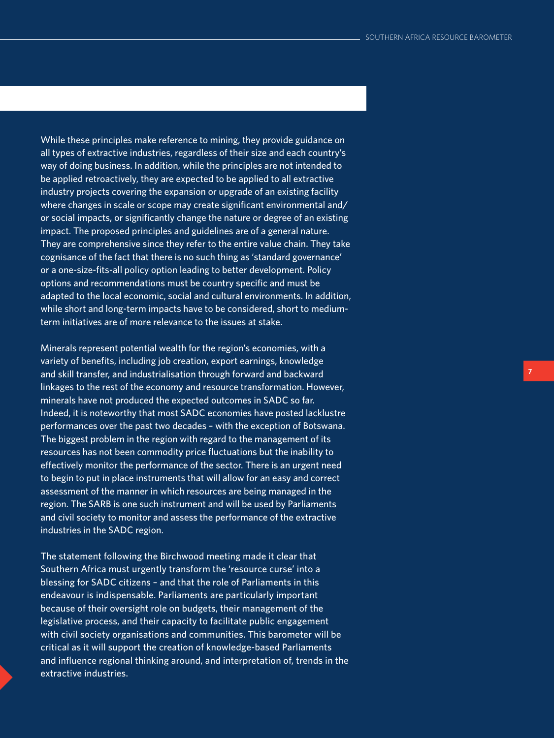While these principles make reference to mining, they provide guidance on all types of extractive industries, regardless of their size and each country's way of doing business. In addition, while the principles are not intended to be applied retroactively, they are expected to be applied to all extractive industry projects covering the expansion or upgrade of an existing facility where changes in scale or scope may create significant environmental and/ or social impacts, or significantly change the nature or degree of an existing impact. The proposed principles and guidelines are of a general nature. They are comprehensive since they refer to the entire value chain. They take cognisance of the fact that there is no such thing as 'standard governance' or a one-size-fits-all policy option leading to better development. Policy options and recommendations must be country specific and must be adapted to the local economic, social and cultural environments. In addition, while short and long-term impacts have to be considered, short to medium-term initiatives are of more relevance to the issues at stake.

Minerals represent potential wealth for the region's economies, with a variety of benefits, including job creation, export earnings, knowledge and skill transfer, and industrialisation through forward and backward linkages to the rest of the economy and resource transformation. However, minerals have not produced the expected outcomes in SADC so far. Indeed, it is noteworthy that most SADC economies have posted lacklustre performances over the past two decades – with the exception of Botswana. The biggest problem in the region with regard to the management of its resources has not been commodity price fluctuations but the inability to effectively monitor the performance of the sector. There is an urgent need to begin to put in place instruments that will allow for an easy and correct assessment of the manner in which resources are being managed in the region. The SARB is one such instrument and will be used by Parliaments and civil society to monitor and assess the performance of the extractive industries in the SADC region.

The statement following the Birchwood meeting made it clear that Southern Africa must urgently transform the 'resource curse' into a blessing for SADC citizens – and that the role of Parliaments in this endeavour is indispensable. Parliaments are particularly important because of their oversight role on budgets, their management of the legislative process, and their capacity to facilitate public engagement with civil society organisations and communities. This barometer will be critical as it will support the creation of knowledge-based Parliaments and influence regional thinking around, and interpretation of, trends in the extractive industries.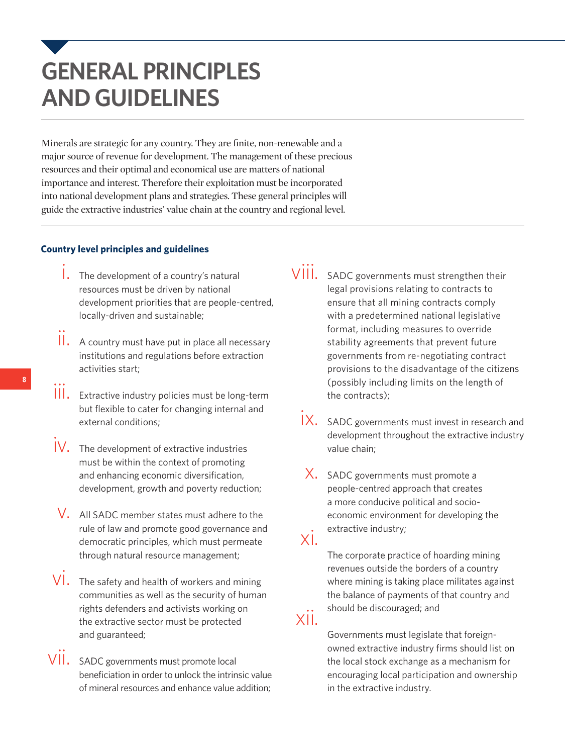# GENERAL PRINCIPLES AND GUIDELINES

Minerals are strategic for any country. They are finite, non-renewable and a major source of revenue for development. The management of these precious resources and their optimal and economical use are matters of national importance and interest. Therefore their exploitation must be incorporated into national development plans and strategies. These general principles will guide the extractive industries' value chain at the country and regional level.

### Country level principles and guidelines

i. The development of a country's natural resources must be driven by national development priorities that are people-centred, locally-driven and sustainable;

ii. A country must have put in place all necessary institutions and regulations before extraction activities start;

iii. Extractive industry policies must be long-term but flexible to cater for changing internal and external conditions;

iv. The development of extractive industries must be within the context of promoting and enhancing economic diversification, development, growth and poverty reduction;

v. All SADC member states must adhere to the rule of law and promote good governance and democratic principles, which must permeate through natural resource management;

vi. The safety and health of workers and mining communities as well as the security of human rights defenders and activists working on the extractive sector must be protected and guaranteed;

vii. SADC governments must promote local beneficiation in order to unlock the intrinsic value of mineral resources and enhance value addition;

viii. SADC governments must strengthen their legal provisions relating to contracts to ensure that all mining contracts comply with a predetermined national legislative format, including measures to override stability agreements that prevent future governments from re-negotiating contract provisions to the disadvantage of the citizens (possibly including limits on the length of the contracts);

ix. SADC governments must invest in research and development throughout the extractive industry value chain;

x. SADC governments must promote a people-centred approach that creates a more conducive political and socio-economic environment for developing the extractive industry;

xi. The corporate practice of hoarding mining revenues outside the borders of a country where mining is taking place militates against the balance of payments of that country and should be discouraged; and

xii. Governments must legislate that foreign-owned extractive industry firms should list on the local stock exchange as a mechanism for encouraging local participation and ownership in the extractive industry.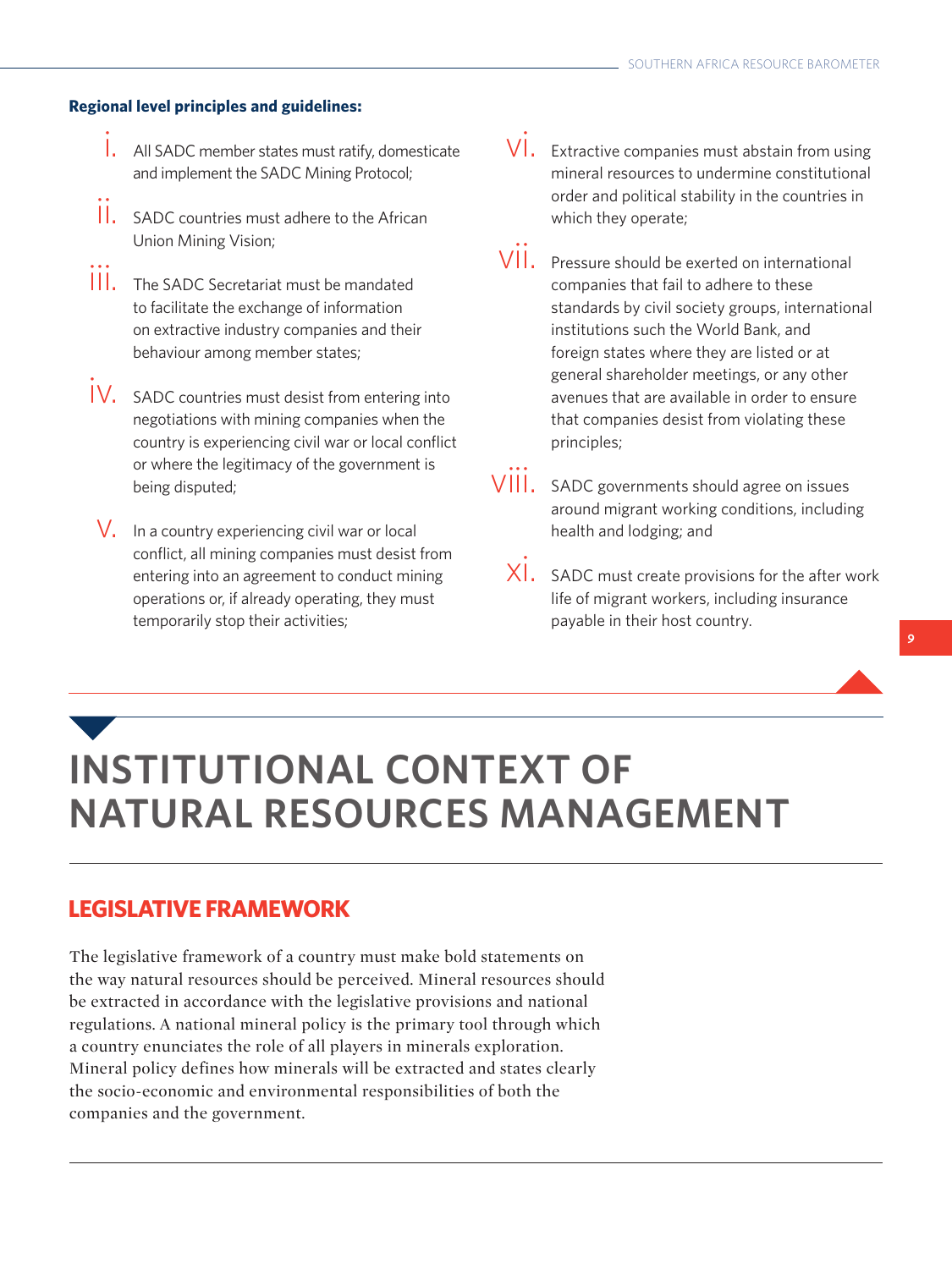**Regional level principles and guidelines:**

i. All SADC member states must ratify, domesticate and implement the SADC Mining Protocol;

ii. SADC countries must adhere to the African Union Mining Vision;

iii. The SADC Secretariat must be mandated to facilitate the exchange of information on extractive industry companies and their behaviour among member states;

iv. SADC countries must desist from entering into negotiations with mining companies when the country is experiencing civil war or local conflict or where the legitimacy of the government is being disputed;

v. In a country experiencing civil war or local conflict, all mining companies must desist from entering into an agreement to conduct mining operations or, if already operating, they must temporarily stop their activities;

vi. Extractive companies must abstain from using mineral resources to undermine constitutional order and political stability in the countries in which they operate;

vii. Pressure should be exerted on international companies that fail to adhere to these standards by civil society groups, international institutions such the World Bank, and foreign states where they are listed or at general shareholder meetings, or any other avenues that are available in order to ensure that companies desist from violating these principles;

viii. SADC governments should agree on issues around migrant working conditions, including health and lodging; and

xi. SADC must create provisions for the after work life of migrant workers, including insurance payable in their host country.

# INSTITUTIONAL CONTEXT OF NATURAL RESOURCES MANAGEMENT

## LEGISLATIVE FRAMEWORK

The legislative framework of a country must make bold statements on the way natural resources should be perceived. Mineral resources should be extracted in accordance with the legislative provisions and national regulations. A national mineral policy is the primary tool through which a country enunciates the role of all players in minerals exploration. Mineral policy defines how minerals will be extracted and states clearly the socio-economic and environmental responsibilities of both the companies and the government.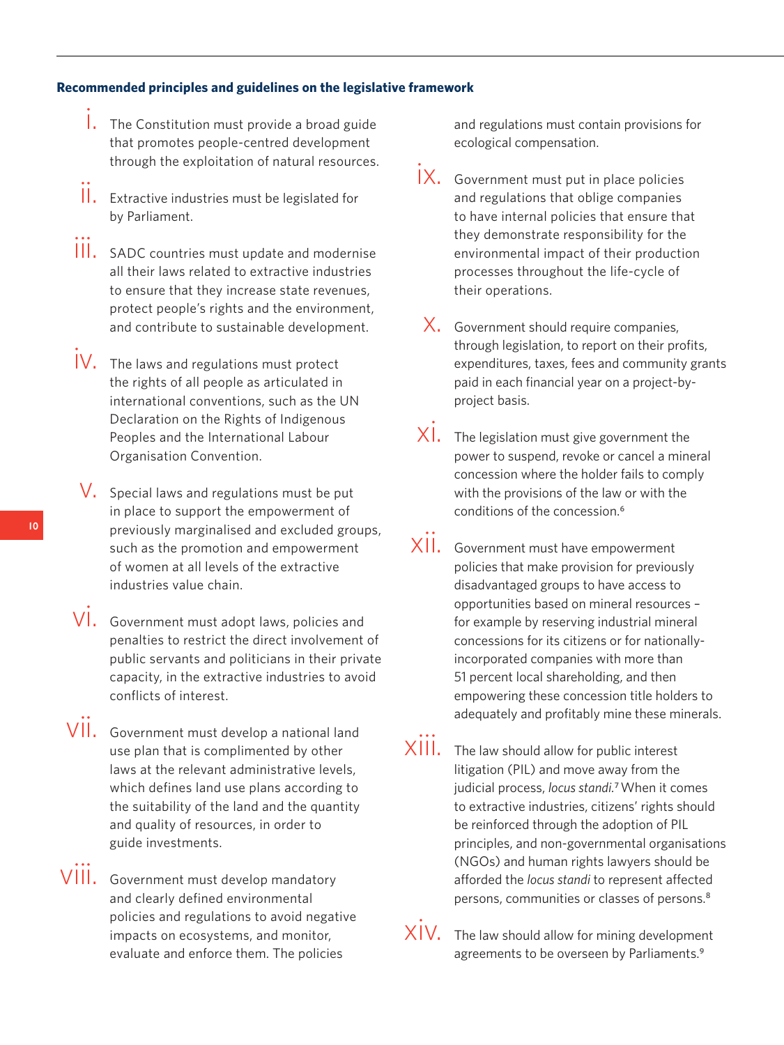**Recommended principles and guidelines on the legislative framework**

i. The Constitution must provide a broad guide that promotes people-centred development through the exploitation of natural resources.

ii. Extractive industries must be legislated for by Parliament.

iii. SADC countries must update and modernise all their laws related to extractive industries to ensure that they increase state revenues, protect people's rights and the environment, and contribute to sustainable development.

iv. The laws and regulations must protect the rights of all people as articulated in international conventions, such as the UN Declaration on the Rights of Indigenous Peoples and the International Labour Organisation Convention.

v. Special laws and regulations must be put in place to support the empowerment of previously marginalised and excluded groups, such as the promotion and empowerment of women at all levels of the extractive industries value chain.

vi. Government must adopt laws, policies and penalties to restrict the direct involvement of public servants and politicians in their private capacity, in the extractive industries to avoid conflicts of interest.

vii. Government must develop a national land use plan that is complimented by other laws at the relevant administrative levels, which defines land use plans according to the suitability of the land and the quantity and quality of resources, in order to guide investments.

viii. Government must develop mandatory and clearly defined environmental policies and regulations to avoid negative impacts on ecosystems, and monitor, evaluate and enforce them. The policies and regulations must contain provisions for ecological compensation.

ix. Government must put in place policies and regulations that oblige companies to have internal policies that ensure that they demonstrate responsibility for the environmental impact of their production processes throughout the life-cycle of their operations.

x. Government should require companies, through legislation, to report on their profits, expenditures, taxes, fees and community grants paid in each financial year on a project-by-project basis.

xi. The legislation must give government the power to suspend, revoke or cancel a mineral concession where the holder fails to comply with the provisions of the law or with the conditions of the concession.[6]

xii. Government must have empowerment policies that make provision for previously disadvantaged groups to have access to opportunities based on mineral resources – for example by reserving industrial mineral concessions for its citizens or for nationally-incorporated companies with more than 51 percent local shareholding, and then empowering these concession title holders to adequately and profitably mine these minerals.

xiii. The law should allow for public interest litigation (PIL) and move away from the judicial process, *locus standi*.[7] When it comes to extractive industries, citizens' rights should be reinforced through the adoption of PIL principles, and non-governmental organisations (NGOs) and human rights lawyers should be afforded the *locus standi* to represent affected persons, communities or classes of persons.[8]

xiv. The law should allow for mining development agreements to be overseen by Parliaments.[9]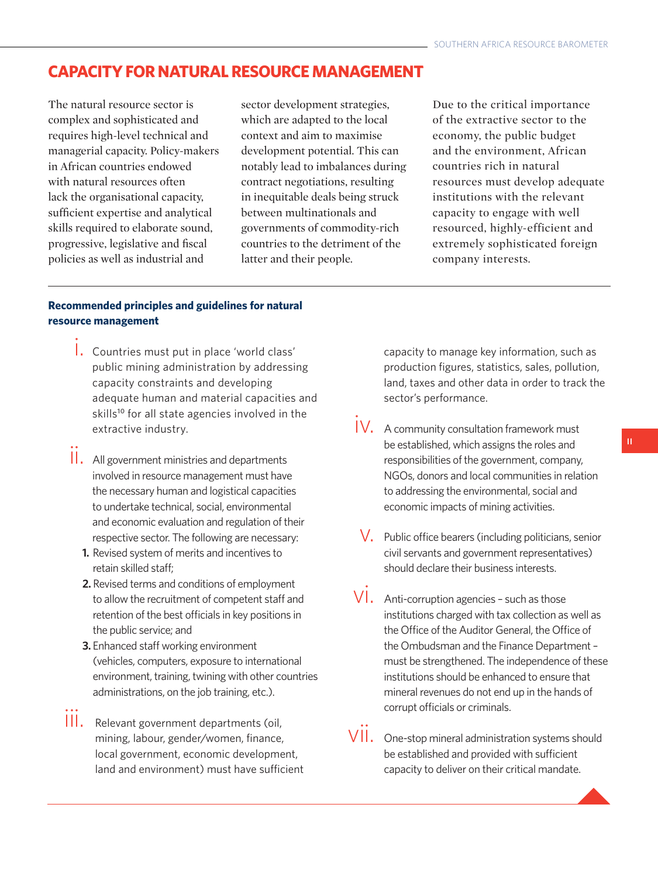## CAPACITY FOR NATURAL RESOURCE MANAGEMENT

The natural resource sector is complex and sophisticated and requires high-level technical and managerial capacity. Policy-makers in African countries endowed with natural resources often lack the organisational capacity, sufficient expertise and analytical skills required to elaborate sound, progressive, legislative and fiscal policies as well as industrial and sector development strategies, which are adapted to the local context and aim to maximise development potential. This can notably lead to imbalances during contract negotiations, resulting in inequitable deals being struck between multinationals and governments of commodity-rich countries to the detriment of the latter and their people.

Due to the critical importance of the extractive sector to the economy, the public budget and the environment, African countries rich in natural resources must develop adequate institutions with the relevant capacity to engage with well resourced, highly-efficient and extremely sophisticated foreign company interests.

### Recommended principles and guidelines for natural resource management

i. Countries must put in place 'world class' public mining administration by addressing capacity constraints and developing adequate human and material capacities and skills[10] for all state agencies involved in the extractive industry.

ii. All government ministries and departments involved in resource management must have the necessary human and logistical capacities to undertake technical, social, environmental and economic evaluation and regulation of their respective sector. The following are necessary:
   1. Revised system of merits and incentives to retain skilled staff;
   2. Revised terms and conditions of employment to allow the recruitment of competent staff and retention of the best officials in key positions in the public service; and
   3. Enhanced staff working environment (vehicles, computers, exposure to international environment, training, twining with other countries administrations, on the job training, etc.).

iii. Relevant government departments (oil, mining, labour, gender/women, finance, local government, economic development, land and environment) must have sufficient capacity to manage key information, such as production figures, statistics, sales, pollution, land, taxes and other data in order to track the sector's performance.

iv. A community consultation framework must be established, which assigns the roles and responsibilities of the government, company, NGOs, donors and local communities in relation to addressing the environmental, social and economic impacts of mining activities.

v. Public office bearers (including politicians, senior civil servants and government representatives) should declare their business interests.

vi. Anti-corruption agencies – such as those institutions charged with tax collection as well as the Office of the Auditor General, the Office of the Ombudsman and the Finance Department – must be strengthened. The independence of these institutions should be enhanced to ensure that mineral revenues do not end up in the hands of corrupt officials or criminals.

vii. One-stop mineral administration systems should be established and provided with sufficient capacity to deliver on their critical mandate.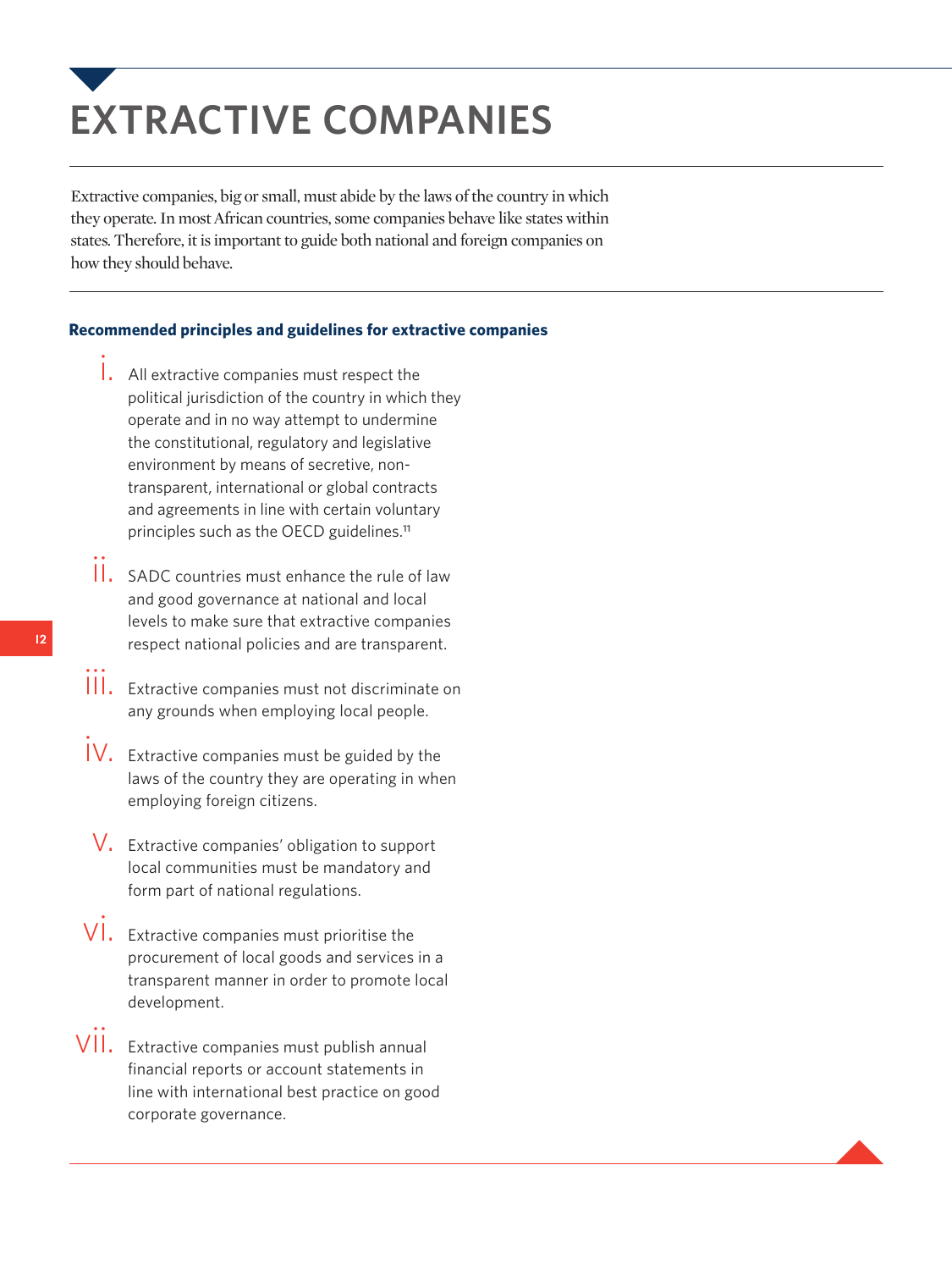# EXTRACTIVE COMPANIES

Extractive companies, big or small, must abide by the laws of the country in which they operate. In most African countries, some companies behave like states within states. Therefore, it is important to guide both national and foreign companies on how they should behave.

**Recommended principles and guidelines for extractive companies**

i. All extractive companies must respect the political jurisdiction of the country in which they operate and in no way attempt to undermine the constitutional, regulatory and legislative environment by means of secretive, non-transparent, international or global contracts and agreements in line with certain voluntary principles such as the OECD guidelines.[11]

ii. SADC countries must enhance the rule of law and good governance at national and local levels to make sure that extractive companies respect national policies and are transparent.

iii. Extractive companies must not discriminate on any grounds when employing local people.

iv. Extractive companies must be guided by the laws of the country they are operating in when employing foreign citizens.

v. Extractive companies' obligation to support local communities must be mandatory and form part of national regulations.

vi. Extractive companies must prioritise the procurement of local goods and services in a transparent manner in order to promote local development.

vii. Extractive companies must publish annual financial reports or account statements in line with international best practice on good corporate governance.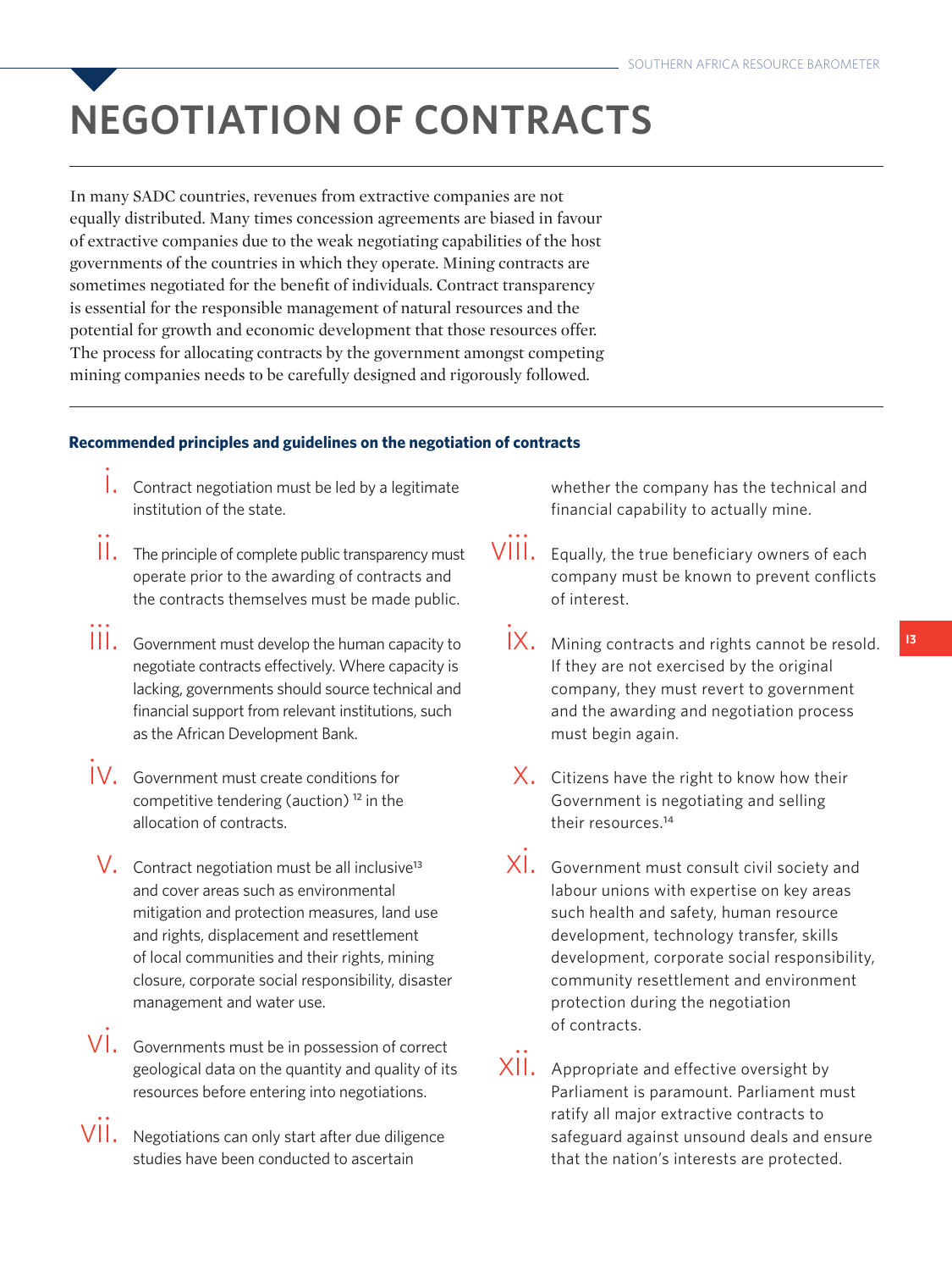# NEGOTIATION OF CONTRACTS

In many SADC countries, revenues from extractive companies are not equally distributed. Many times concession agreements are biased in favour of extractive companies due to the weak negotiating capabilities of the host governments of the countries in which they operate. Mining contracts are sometimes negotiated for the benefit of individuals. Contract transparency is essential for the responsible management of natural resources and the potential for growth and economic development that those resources offer. The process for allocating contracts by the government amongst competing mining companies needs to be carefully designed and rigorously followed.

### Recommended principles and guidelines on the negotiation of contracts

i. Contract negotiation must be led by a legitimate institution of the state.

ii. The principle of complete public transparency must operate prior to the awarding of contracts and the contracts themselves must be made public.

iii. Government must develop the human capacity to negotiate contracts effectively. Where capacity is lacking, governments should source technical and financial support from relevant institutions, such as the African Development Bank.

iv. Government must create conditions for competitive tendering (auction) [12] in the allocation of contracts.

v. Contract negotiation must be all inclusive[13] and cover areas such as environmental mitigation and protection measures, land use and rights, displacement and resettlement of local communities and their rights, mining closure, corporate social responsibility, disaster management and water use.

vi. Governments must be in possession of correct geological data on the quantity and quality of its resources before entering into negotiations.

vii. Negotiations can only start after due diligence studies have been conducted to ascertain whether the company has the technical and financial capability to actually mine.

viii. Equally, the true beneficiary owners of each company must be known to prevent conflicts of interest.

ix. Mining contracts and rights cannot be resold. If they are not exercised by the original company, they must revert to government and the awarding and negotiation process must begin again.

x. Citizens have the right to know how their Government is negotiating and selling their resources.[14]

xi. Government must consult civil society and labour unions with expertise on key areas such health and safety, human resource development, technology transfer, skills development, corporate social responsibility, community resettlement and environment protection during the negotiation of contracts.

xii. Appropriate and effective oversight by Parliament is paramount. Parliament must ratify all major extractive contracts to safeguard against unsound deals and ensure that the nation's interests are protected.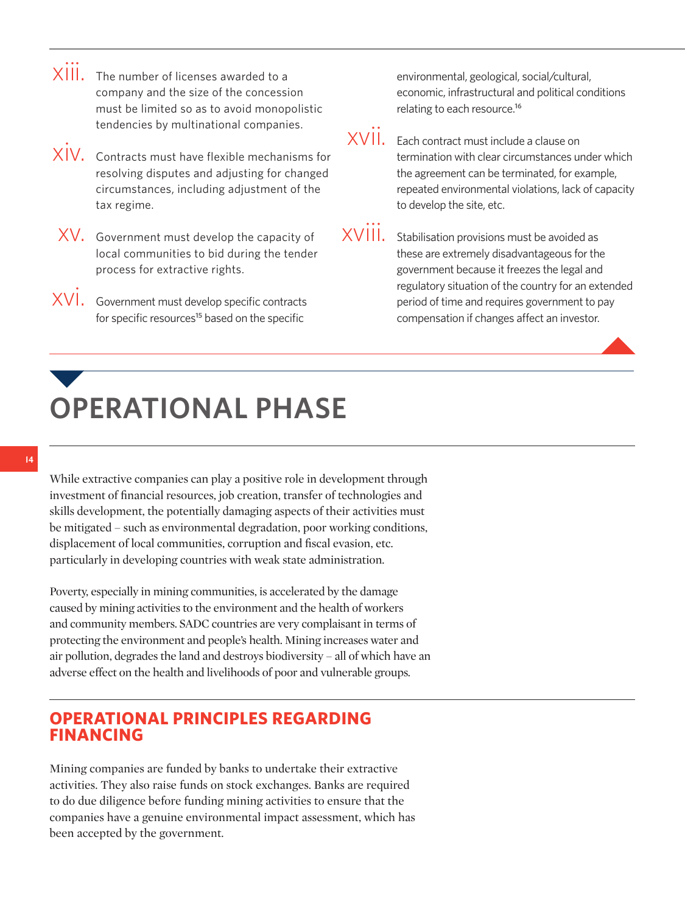xiii. The number of licenses awarded to a company and the size of the concession must be limited so as to avoid monopolistic tendencies by multinational companies.

xiv. Contracts must have flexible mechanisms for resolving disputes and adjusting for changed circumstances, including adjustment of the tax regime.

xv. Government must develop the capacity of local communities to bid during the tender process for extractive rights.

xvi. Government must develop specific contracts for specific resources[15] based on the specific environmental, geological, social/cultural, economic, infrastructural and political conditions relating to each resource.[16]

xvii. Each contract must include a clause on termination with clear circumstances under which the agreement can be terminated, for example, repeated environmental violations, lack of capacity to develop the site, etc.

xviii. Stabilisation provisions must be avoided as these are extremely disadvantageous for the government because it freezes the legal and regulatory situation of the country for an extended period of time and requires government to pay compensation if changes affect an investor.

# OPERATIONAL PHASE

While extractive companies can play a positive role in development through investment of financial resources, job creation, transfer of technologies and skills development, the potentially damaging aspects of their activities must be mitigated – such as environmental degradation, poor working conditions, displacement of local communities, corruption and fiscal evasion, etc. particularly in developing countries with weak state administration.

Poverty, especially in mining communities, is accelerated by the damage caused by mining activities to the environment and the health of workers and community members. SADC countries are very complaisant in terms of protecting the environment and people's health. Mining increases water and air pollution, degrades the land and destroys biodiversity – all of which have an adverse effect on the health and livelihoods of poor and vulnerable groups.

## OPERATIONAL PRINCIPLES REGARDING FINANCING

Mining companies are funded by banks to undertake their extractive activities. They also raise funds on stock exchanges. Banks are required to do due diligence before funding mining activities to ensure that the companies have a genuine environmental impact assessment, which has been accepted by the government.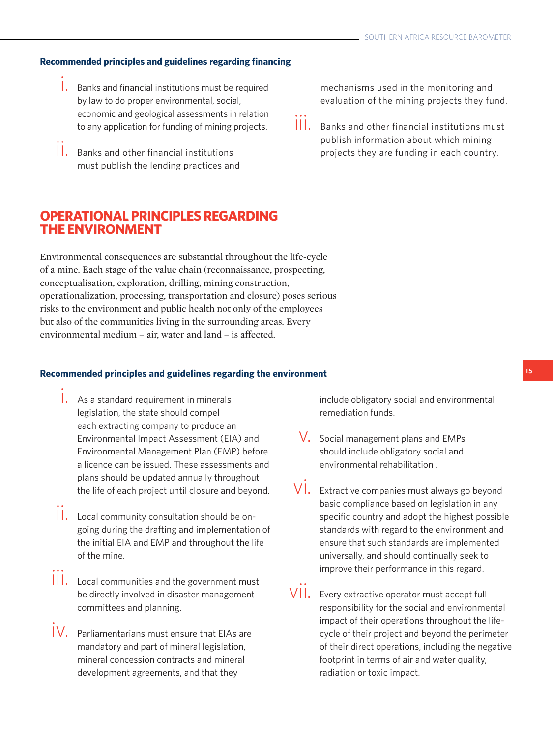### Recommended principles and guidelines regarding financing

i. Banks and financial institutions must be required by law to do proper environmental, social, economic and geological assessments in relation to any application for funding of mining projects.

ii. Banks and other financial institutions must publish the lending practices and mechanisms used in the monitoring and evaluation of the mining projects they fund.

iii. Banks and other financial institutions must publish information about which mining projects they are funding in each country.

## OPERATIONAL PRINCIPLES REGARDING THE ENVIRONMENT

Environmental consequences are substantial throughout the life-cycle of a mine. Each stage of the value chain (reconnaissance, prospecting, conceptualisation, exploration, drilling, mining construction, operationalization, processing, transportation and closure) poses serious risks to the environment and public health not only of the employees but also of the communities living in the surrounding areas. Every environmental medium – air, water and land – is affected.

### Recommended principles and guidelines regarding the environment

i. As a standard requirement in minerals legislation, the state should compel each extracting company to produce an Environmental Impact Assessment (EIA) and Environmental Management Plan (EMP) before a licence can be issued. These assessments and plans should be updated annually throughout the life of each project until closure and beyond.

ii. Local community consultation should be on-going during the drafting and implementation of the initial EIA and EMP and throughout the life of the mine.

iii. Local communities and the government must be directly involved in disaster management committees and planning.

iv. Parliamentarians must ensure that EIAs are mandatory and part of mineral legislation, mineral concession contracts and mineral development agreements, and that they include obligatory social and environmental remediation funds.

v. Social management plans and EMPs should include obligatory social and environmental rehabilitation .

vi. Extractive companies must always go beyond basic compliance based on legislation in any specific country and adopt the highest possible standards with regard to the environment and ensure that such standards are implemented universally, and should continually seek to improve their performance in this regard.

vii. Every extractive operator must accept full responsibility for the social and environmental impact of their operations throughout the life-cycle of their project and beyond the perimeter of their direct operations, including the negative footprint in terms of air and water quality, radiation or toxic impact.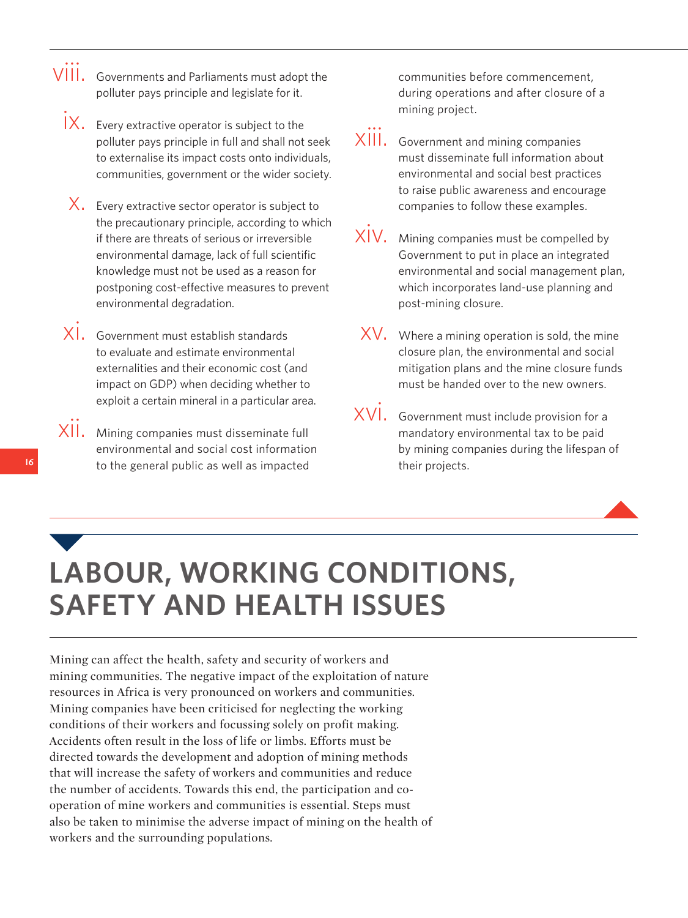viii. Governments and Parliaments must adopt the polluter pays principle and legislate for it.

ix. Every extractive operator is subject to the polluter pays principle in full and shall not seek to externalise its impact costs onto individuals, communities, government or the wider society.

x. Every extractive sector operator is subject to the precautionary principle, according to which if there are threats of serious or irreversible environmental damage, lack of full scientific knowledge must not be used as a reason for postponing cost-effective measures to prevent environmental degradation.

xi. Government must establish standards to evaluate and estimate environmental externalities and their economic cost (and impact on GDP) when deciding whether to exploit a certain mineral in a particular area.

xii. Mining companies must disseminate full environmental and social cost information to the general public as well as impacted communities before commencement, during operations and after closure of a mining project.

xiii. Government and mining companies must disseminate full information about environmental and social best practices to raise public awareness and encourage companies to follow these examples.

xiv. Mining companies must be compelled by Government to put in place an integrated environmental and social management plan, which incorporates land-use planning and post-mining closure.

xv. Where a mining operation is sold, the mine closure plan, the environmental and social mitigation plans and the mine closure funds must be handed over to the new owners.

xvi. Government must include provision for a mandatory environmental tax to be paid by mining companies during the lifespan of their projects.

# LABOUR, WORKING CONDITIONS, SAFETY AND HEALTH ISSUES

Mining can affect the health, safety and security of workers and mining communities. The negative impact of the exploitation of nature resources in Africa is very pronounced on workers and communities. Mining companies have been criticised for neglecting the working conditions of their workers and focussing solely on profit making. Accidents often result in the loss of life or limbs. Efforts must be directed towards the development and adoption of mining methods that will increase the safety of workers and communities and reduce the number of accidents. Towards this end, the participation and co-operation of mine workers and communities is essential. Steps must also be taken to minimise the adverse impact of mining on the health of workers and the surrounding populations.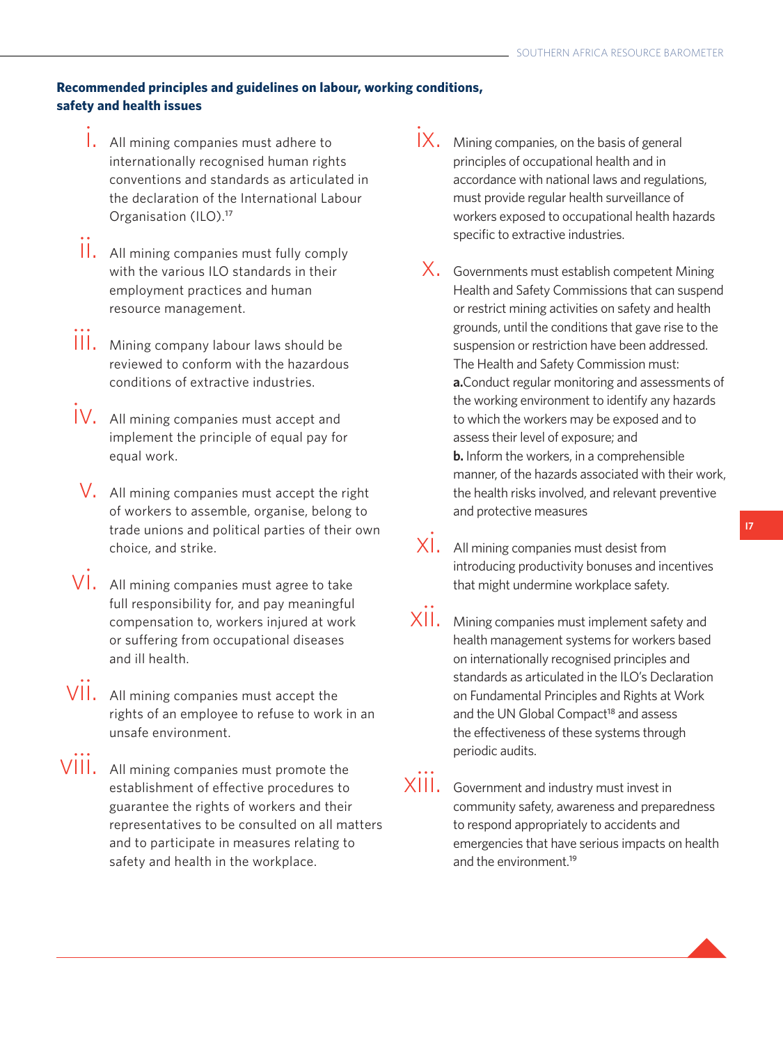**Recommended principles and guidelines on labour, working conditions, safety and health issues**

i. All mining companies must adhere to internationally recognised human rights conventions and standards as articulated in the declaration of the International Labour Organisation (ILO).[17]

ii. All mining companies must fully comply with the various ILO standards in their employment practices and human resource management.

iii. Mining company labour laws should be reviewed to conform with the hazardous conditions of extractive industries.

iv. All mining companies must accept and implement the principle of equal pay for equal work.

v. All mining companies must accept the right of workers to assemble, organise, belong to trade unions and political parties of their own choice, and strike.

vi. All mining companies must agree to take full responsibility for, and pay meaningful compensation to, workers injured at work or suffering from occupational diseases and ill health.

vii. All mining companies must accept the rights of an employee to refuse to work in an unsafe environment.

viii. All mining companies must promote the establishment of effective procedures to guarantee the rights of workers and their representatives to be consulted on all matters and to participate in measures relating to safety and health in the workplace.

ix. Mining companies, on the basis of general principles of occupational health and in accordance with national laws and regulations, must provide regular health surveillance of workers exposed to occupational health hazards specific to extractive industries.

x. Governments must establish competent Mining Health and Safety Commissions that can suspend or restrict mining activities on safety and health grounds, until the conditions that gave rise to the suspension or restriction have been addressed. The Health and Safety Commission must:
**a.** Conduct regular monitoring and assessments of the working environment to identify any hazards to which the workers may be exposed and to assess their level of exposure; and
**b.** Inform the workers, in a comprehensible manner, of the hazards associated with their work, the health risks involved, and relevant preventive and protective measures

xi. All mining companies must desist from introducing productivity bonuses and incentives that might undermine workplace safety.

xii. Mining companies must implement safety and health management systems for workers based on internationally recognised principles and standards as articulated in the ILO's Declaration on Fundamental Principles and Rights at Work and the UN Global Compact[18] and assess the effectiveness of these systems through periodic audits.

xiii. Government and industry must invest in community safety, awareness and preparedness to respond appropriately to accidents and emergencies that have serious impacts on health and the environment.[19]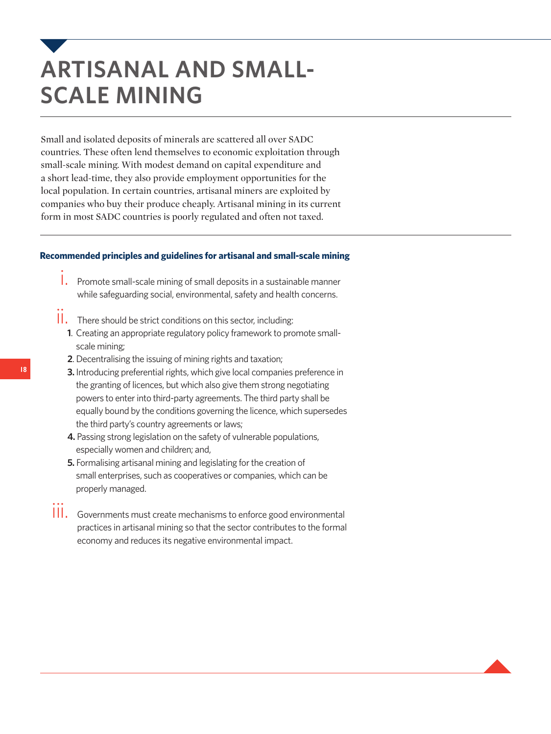# ARTISANAL AND SMALL-SCALE MINING

Small and isolated deposits of minerals are scattered all over SADC countries. These often lend themselves to economic exploitation through small-scale mining. With modest demand on capital expenditure and a short lead-time, they also provide employment opportunities for the local population. In certain countries, artisanal miners are exploited by companies who buy their produce cheaply. Artisanal mining in its current form in most SADC countries is poorly regulated and often not taxed.

### Recommended principles and guidelines for artisanal and small-scale mining

i. Promote small-scale mining of small deposits in a sustainable manner while safeguarding social, environmental, safety and health concerns.

ii. There should be strict conditions on this sector, including:

   **1**. Creating an appropriate regulatory policy framework to promote small-scale mining;

   **2**. Decentralising the issuing of mining rights and taxation;

   **3.** Introducing preferential rights, which give local companies preference in the granting of licences, but which also give them strong negotiating powers to enter into third-party agreements. The third party shall be equally bound by the conditions governing the licence, which supersedes the third party's country agreements or laws;

   **4.** Passing strong legislation on the safety of vulnerable populations, especially women and children; and,

   **5.** Formalising artisanal mining and legislating for the creation of small enterprises, such as cooperatives or companies, which can be properly managed.

iii. Governments must create mechanisms to enforce good environmental practices in artisanal mining so that the sector contributes to the formal economy and reduces its negative environmental impact.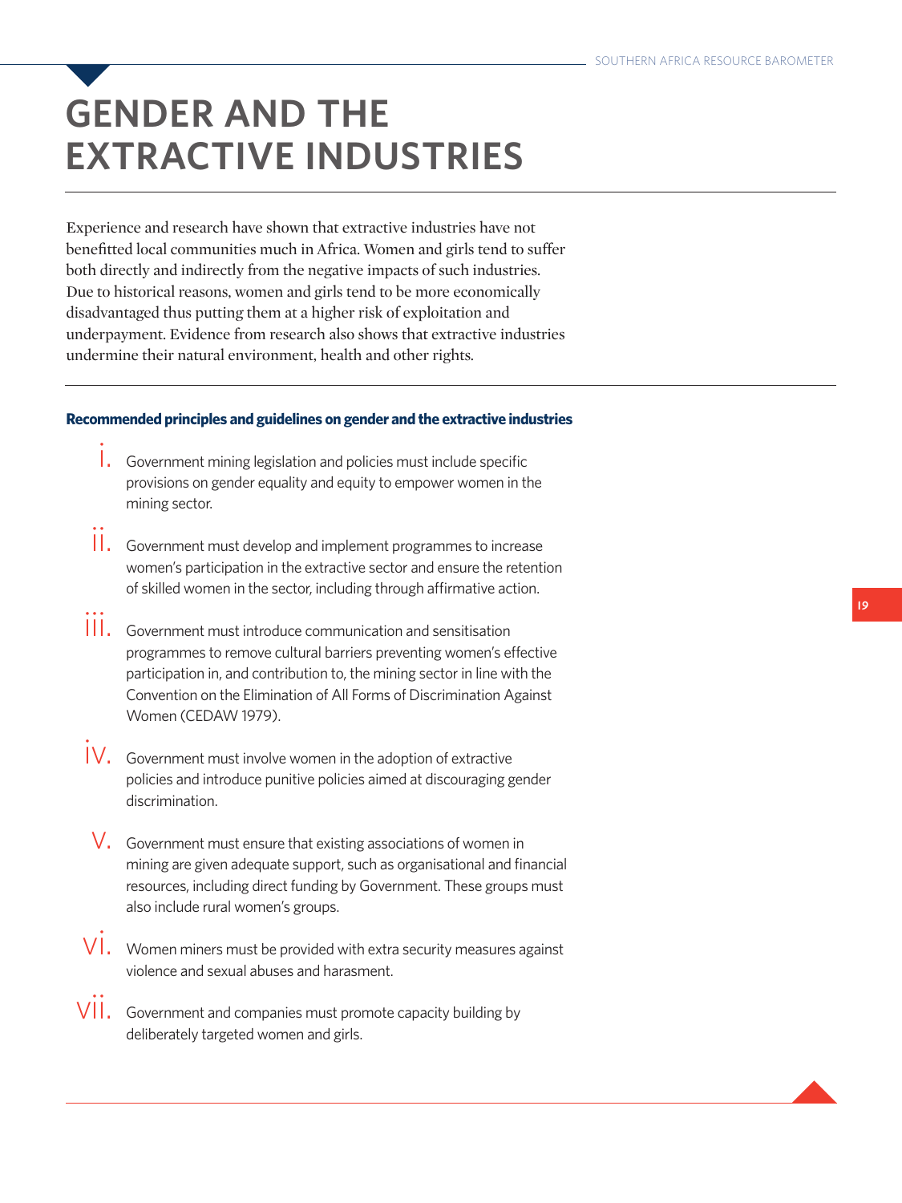# GENDER AND THE EXTRACTIVE INDUSTRIES

Experience and research have shown that extractive industries have not benefitted local communities much in Africa. Women and girls tend to suffer both directly and indirectly from the negative impacts of such industries. Due to historical reasons, women and girls tend to be more economically disadvantaged thus putting them at a higher risk of exploitation and underpayment. Evidence from research also shows that extractive industries undermine their natural environment, health and other rights.

**Recommended principles and guidelines on gender and the extractive industries**

i. Government mining legislation and policies must include specific provisions on gender equality and equity to empower women in the mining sector.

ii. Government must develop and implement programmes to increase women's participation in the extractive sector and ensure the retention of skilled women in the sector, including through affirmative action.

iii. Government must introduce communication and sensitisation programmes to remove cultural barriers preventing women's effective participation in, and contribution to, the mining sector in line with the Convention on the Elimination of All Forms of Discrimination Against Women (CEDAW 1979).

iv. Government must involve women in the adoption of extractive policies and introduce punitive policies aimed at discouraging gender discrimination.

v. Government must ensure that existing associations of women in mining are given adequate support, such as organisational and financial resources, including direct funding by Government. These groups must also include rural women's groups.

vi. Women miners must be provided with extra security measures against violence and sexual abuses and harasment.

vii. Government and companies must promote capacity building by deliberately targeted women and girls.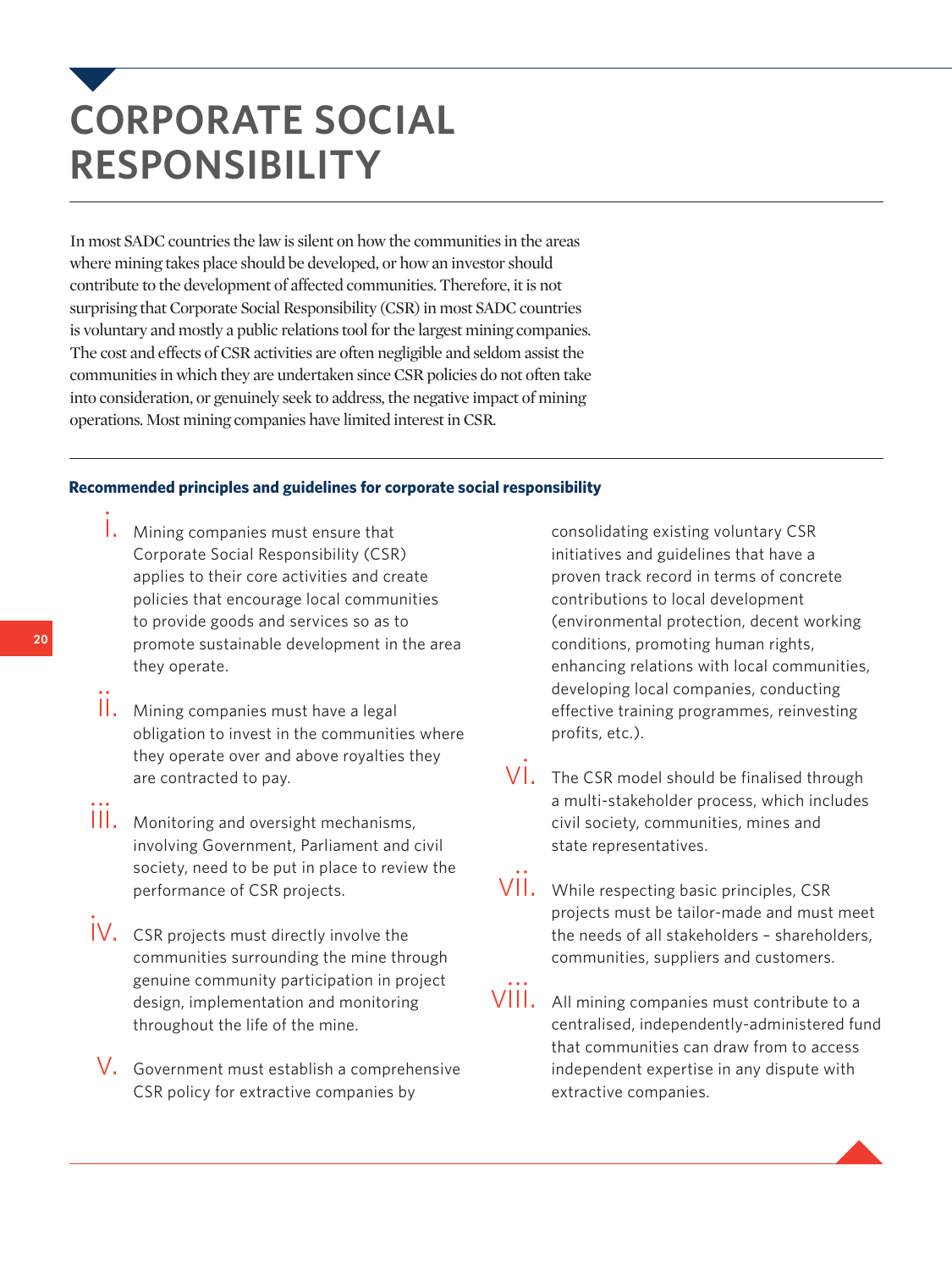# CORPORATE SOCIAL RESPONSIBILITY

In most SADC countries the law is silent on how the communities in the areas where mining takes place should be developed, or how an investor should contribute to the development of affected communities. Therefore, it is not surprising that Corporate Social Responsibility (CSR) in most SADC countries is voluntary and mostly a public relations tool for the largest mining companies. The cost and effects of CSR activities are often negligible and seldom assist the communities in which they are undertaken since CSR policies do not often take into consideration, or genuinely seek to address, the negative impact of mining operations. Most mining companies have limited interest in CSR.

**Recommended principles and guidelines for corporate social responsibility**

i. Mining companies must ensure that Corporate Social Responsibility (CSR) applies to their core activities and create policies that encourage local communities to provide goods and services so as to promote sustainable development in the area they operate.

ii. Mining companies must have a legal obligation to invest in the communities where they operate over and above royalties they are contracted to pay.

iii. Monitoring and oversight mechanisms, involving Government, Parliament and civil society, need to be put in place to review the performance of CSR projects.

iv. CSR projects must directly involve the communities surrounding the mine through genuine community participation in project design, implementation and monitoring throughout the life of the mine.

v. Government must establish a comprehensive CSR policy for extractive companies by consolidating existing voluntary CSR initiatives and guidelines that have a proven track record in terms of concrete contributions to local development (environmental protection, decent working conditions, promoting human rights, enhancing relations with local communities, developing local companies, conducting effective training programmes, reinvesting profits, etc.).

vi. The CSR model should be finalised through a multi-stakeholder process, which includes civil society, communities, mines and state representatives.

vii. While respecting basic principles, CSR projects must be tailor-made and must meet the needs of all stakeholders – shareholders, communities, suppliers and customers.

viii. All mining companies must contribute to a centralised, independently-administered fund that communities can draw from to access independent expertise in any dispute with extractive companies.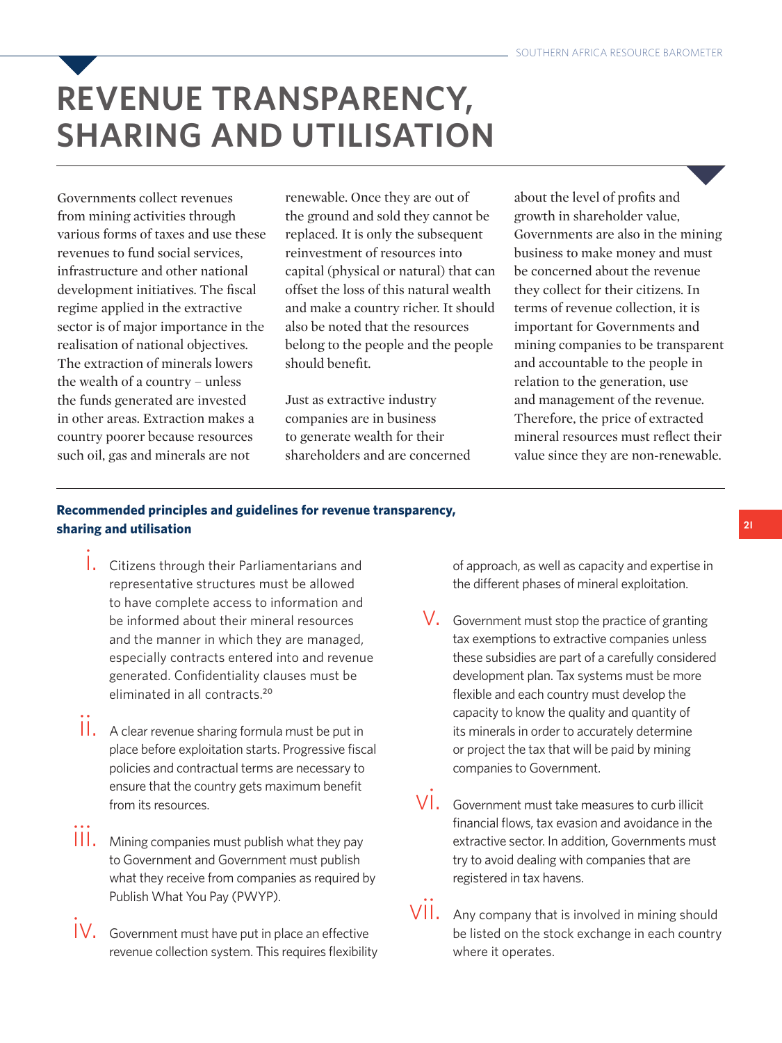# REVENUE TRANSPARENCY, SHARING AND UTILISATION

Governments collect revenues from mining activities through various forms of taxes and use these revenues to fund social services, infrastructure and other national development initiatives. The fiscal regime applied in the extractive sector is of major importance in the realisation of national objectives. The extraction of minerals lowers the wealth of a country – unless the funds generated are invested in other areas. Extraction makes a country poorer because resources such oil, gas and minerals are not renewable. Once they are out of the ground and sold they cannot be replaced. It is only the subsequent reinvestment of resources into capital (physical or natural) that can offset the loss of this natural wealth and make a country richer. It should also be noted that the resources belong to the people and the people should benefit.

Just as extractive industry companies are in business to generate wealth for their shareholders and are concerned about the level of profits and growth in shareholder value, Governments are also in the mining business to make money and must be concerned about the revenue they collect for their citizens. In terms of revenue collection, it is important for Governments and mining companies to be transparent and accountable to the people in relation to the generation, use and management of the revenue. Therefore, the price of extracted mineral resources must reflect their value since they are non-renewable.

**Recommended principles and guidelines for revenue transparency, sharing and utilisation**

i. Citizens through their Parliamentarians and representative structures must be allowed to have complete access to information and be informed about their mineral resources and the manner in which they are managed, especially contracts entered into and revenue generated. Confidentiality clauses must be eliminated in all contracts.[20]

ii. A clear revenue sharing formula must be put in place before exploitation starts. Progressive fiscal policies and contractual terms are necessary to ensure that the country gets maximum benefit from its resources.

iii. Mining companies must publish what they pay to Government and Government must publish what they receive from companies as required by Publish What You Pay (PWYP).

iv. Government must have put in place an effective revenue collection system. This requires flexibility of approach, as well as capacity and expertise in the different phases of mineral exploitation.

v. Government must stop the practice of granting tax exemptions to extractive companies unless these subsidies are part of a carefully considered development plan. Tax systems must be more flexible and each country must develop the capacity to know the quality and quantity of its minerals in order to accurately determine or project the tax that will be paid by mining companies to Government.

vi. Government must take measures to curb illicit financial flows, tax evasion and avoidance in the extractive sector. In addition, Governments must try to avoid dealing with companies that are registered in tax havens.

vii. Any company that is involved in mining should be listed on the stock exchange in each country where it operates.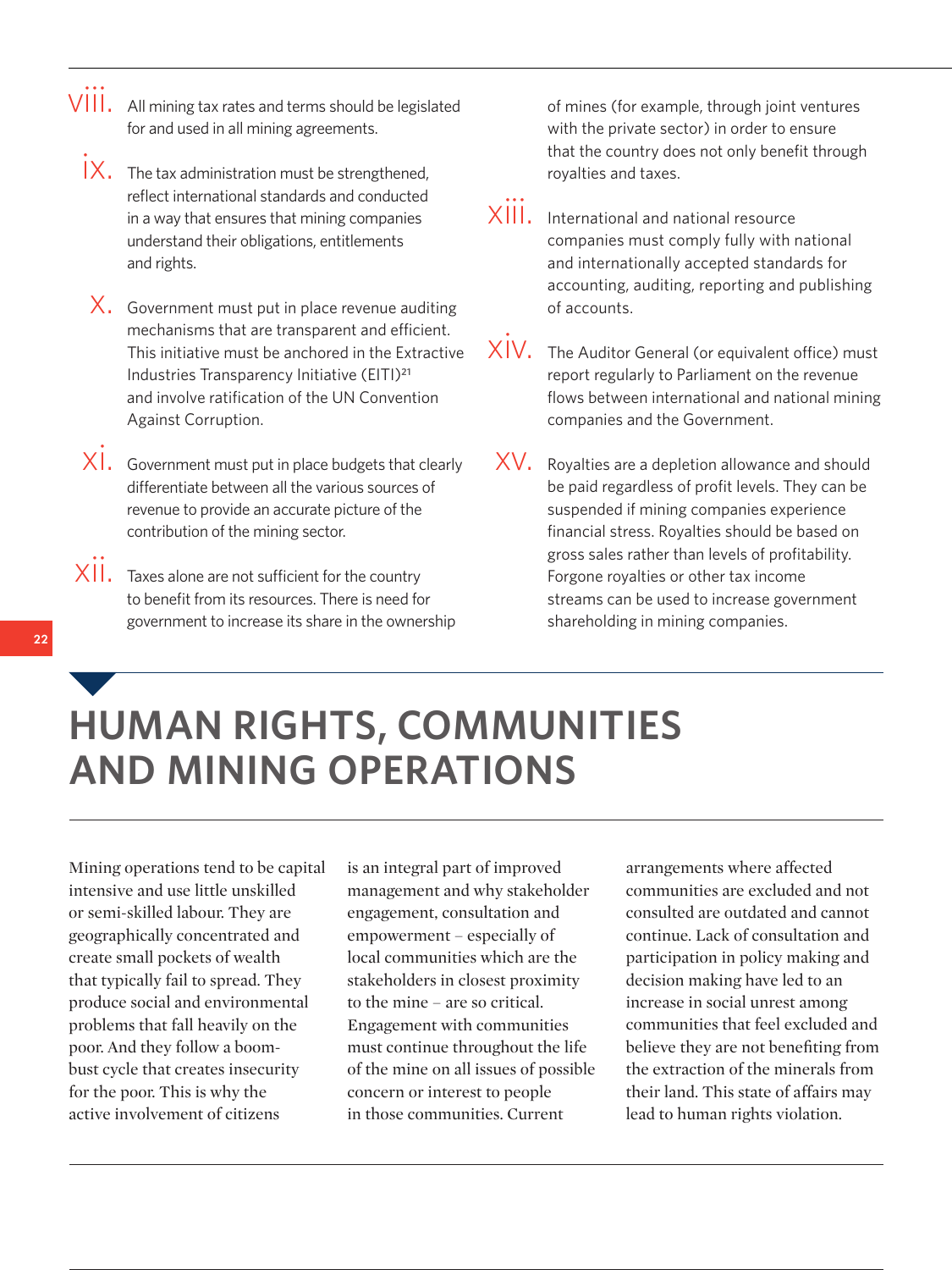viii. All mining tax rates and terms should be legislated for and used in all mining agreements.

ix. The tax administration must be strengthened, reflect international standards and conducted in a way that ensures that mining companies understand their obligations, entitlements and rights.

x. Government must put in place revenue auditing mechanisms that are transparent and efficient. This initiative must be anchored in the Extractive Industries Transparency Initiative (EITI)[21] and involve ratification of the UN Convention Against Corruption.

xi. Government must put in place budgets that clearly differentiate between all the various sources of revenue to provide an accurate picture of the contribution of the mining sector.

xii. Taxes alone are not sufficient for the country to benefit from its resources. There is need for government to increase its share in the ownership of mines (for example, through joint ventures with the private sector) in order to ensure that the country does not only benefit through royalties and taxes.

xiii. International and national resource companies must comply fully with national and internationally accepted standards for accounting, auditing, reporting and publishing of accounts.

xiv. The Auditor General (or equivalent office) must report regularly to Parliament on the revenue flows between international and national mining companies and the Government.

xv. Royalties are a depletion allowance and should be paid regardless of profit levels. They can be suspended if mining companies experience financial stress. Royalties should be based on gross sales rather than levels of profitability. Forgone royalties or other tax income streams can be used to increase government shareholding in mining companies.

# HUMAN RIGHTS, COMMUNITIES AND MINING OPERATIONS

Mining operations tend to be capital intensive and use little unskilled or semi-skilled labour. They are geographically concentrated and create small pockets of wealth that typically fail to spread. They produce social and environmental problems that fall heavily on the poor. And they follow a boom-bust cycle that creates insecurity for the poor. This is why the active involvement of citizens is an integral part of improved management and why stakeholder engagement, consultation and empowerment – especially of local communities which are the stakeholders in closest proximity to the mine – are so critical. Engagement with communities must continue throughout the life of the mine on all issues of possible concern or interest to people in those communities. Current arrangements where affected communities are excluded and not consulted are outdated and cannot continue. Lack of consultation and participation in policy making and decision making have led to an increase in social unrest among communities that feel excluded and believe they are not benefiting from the extraction of the minerals from their land. This state of affairs may lead to human rights violation.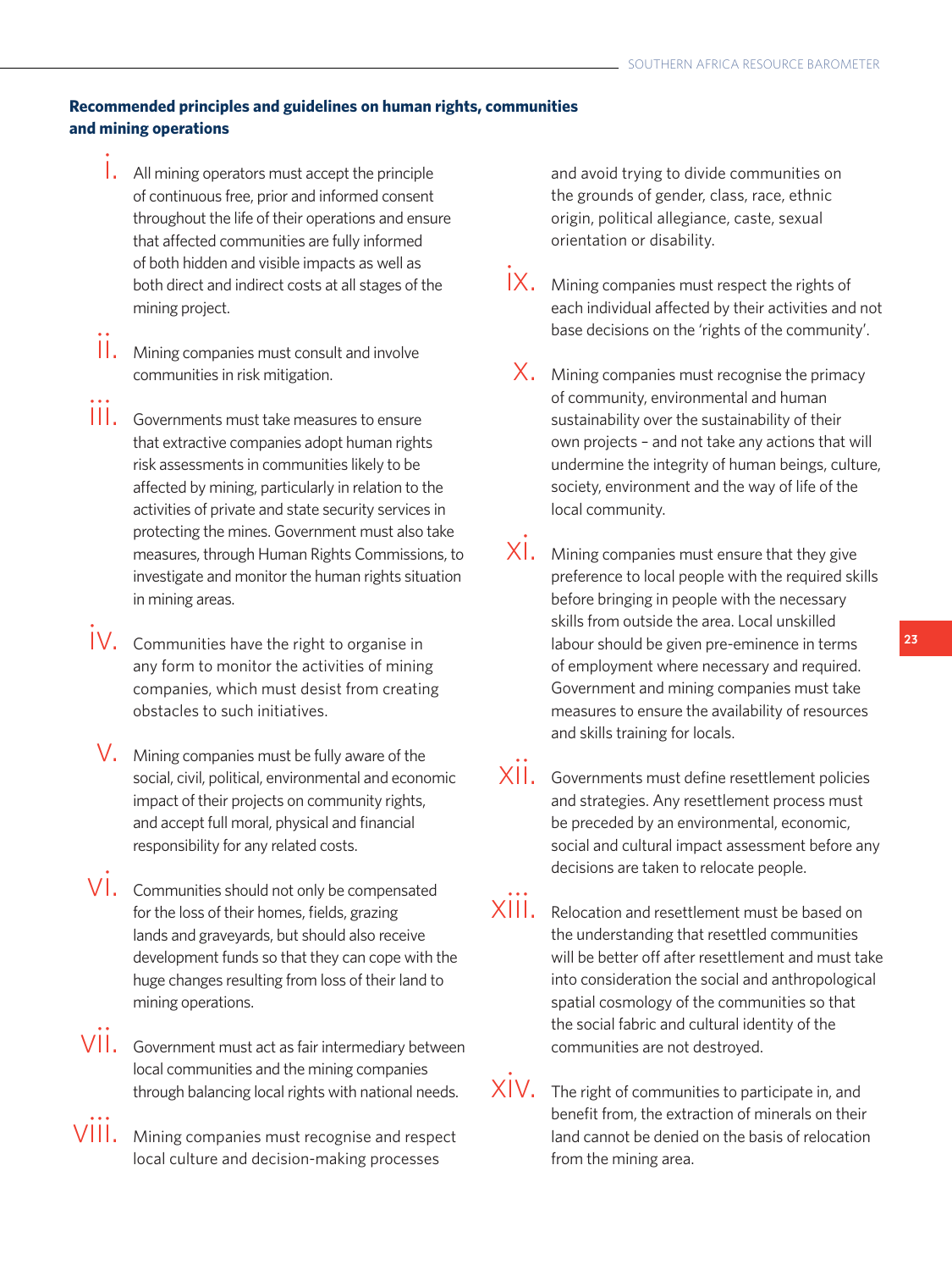**Recommended principles and guidelines on human rights, communities and mining operations**

i. All mining operators must accept the principle of continuous free, prior and informed consent throughout the life of their operations and ensure that affected communities are fully informed of both hidden and visible impacts as well as both direct and indirect costs at all stages of the mining project.

ii. Mining companies must consult and involve communities in risk mitigation.

iii. Governments must take measures to ensure that extractive companies adopt human rights risk assessments in communities likely to be affected by mining, particularly in relation to the activities of private and state security services in protecting the mines. Government must also take measures, through Human Rights Commissions, to investigate and monitor the human rights situation in mining areas.

iv. Communities have the right to organise in any form to monitor the activities of mining companies, which must desist from creating obstacles to such initiatives.

v. Mining companies must be fully aware of the social, civil, political, environmental and economic impact of their projects on community rights, and accept full moral, physical and financial responsibility for any related costs.

vi. Communities should not only be compensated for the loss of their homes, fields, grazing lands and graveyards, but should also receive development funds so that they can cope with the huge changes resulting from loss of their land to mining operations.

vii. Government must act as fair intermediary between local communities and the mining companies through balancing local rights with national needs.

viii. Mining companies must recognise and respect local culture and decision-making processes and avoid trying to divide communities on the grounds of gender, class, race, ethnic origin, political allegiance, caste, sexual orientation or disability.

ix. Mining companies must respect the rights of each individual affected by their activities and not base decisions on the 'rights of the community'.

x. Mining companies must recognise the primacy of community, environmental and human sustainability over the sustainability of their own projects – and not take any actions that will undermine the integrity of human beings, culture, society, environment and the way of life of the local community.

xi. Mining companies must ensure that they give preference to local people with the required skills before bringing in people with the necessary skills from outside the area. Local unskilled labour should be given pre-eminence in terms of employment where necessary and required. Government and mining companies must take measures to ensure the availability of resources and skills training for locals.

xii. Governments must define resettlement policies and strategies. Any resettlement process must be preceded by an environmental, economic, social and cultural impact assessment before any decisions are taken to relocate people.

xiii. Relocation and resettlement must be based on the understanding that resettled communities will be better off after resettlement and must take into consideration the social and anthropological spatial cosmology of the communities so that the social fabric and cultural identity of the communities are not destroyed.

xiv. The right of communities to participate in, and benefit from, the extraction of minerals on their land cannot be denied on the basis of relocation from the mining area.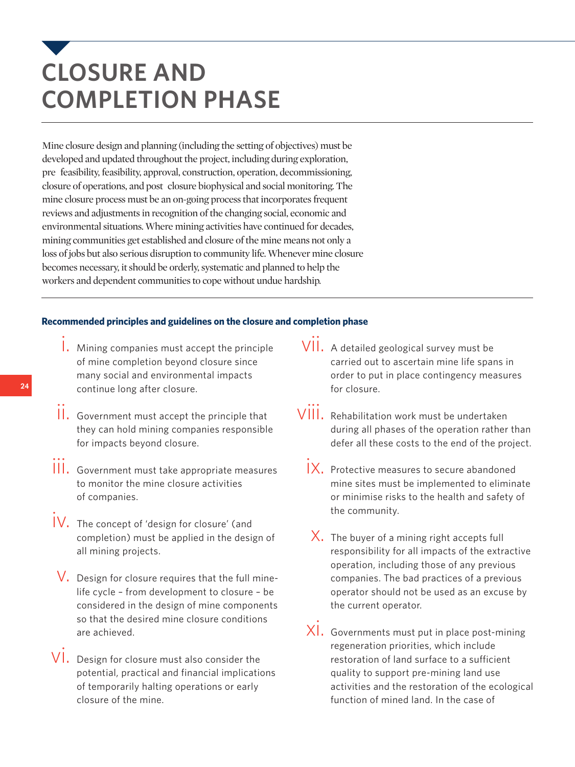# CLOSURE AND COMPLETION PHASE

Mine closure design and planning (including the setting of objectives) must be developed and updated throughout the project, including during exploration, pre feasibility, feasibility, approval, construction, operation, decommissioning, closure of operations, and post closure biophysical and social monitoring. The mine closure process must be an on-going process that incorporates frequent reviews and adjustments in recognition of the changing social, economic and environmental situations. Where mining activities have continued for decades, mining communities get established and closure of the mine means not only a loss of jobs but also serious disruption to community life. Whenever mine closure becomes necessary, it should be orderly, systematic and planned to help the workers and dependent communities to cope without undue hardship.

**Recommended principles and guidelines on the closure and completion phase**

i. Mining companies must accept the principle of mine completion beyond closure since many social and environmental impacts continue long after closure.

ii. Government must accept the principle that they can hold mining companies responsible for impacts beyond closure.

iii. Government must take appropriate measures to monitor the mine closure activities of companies.

iv. The concept of 'design for closure' (and completion) must be applied in the design of all mining projects.

v. Design for closure requires that the full mine-life cycle – from development to closure – be considered in the design of mine components so that the desired mine closure conditions are achieved.

vi. Design for closure must also consider the potential, practical and financial implications of temporarily halting operations or early closure of the mine.

vii. A detailed geological survey must be carried out to ascertain mine life spans in order to put in place contingency measures for closure.

viii. Rehabilitation work must be undertaken during all phases of the operation rather than defer all these costs to the end of the project.

ix. Protective measures to secure abandoned mine sites must be implemented to eliminate or minimise risks to the health and safety of the community.

x. The buyer of a mining right accepts full responsibility for all impacts of the extractive operation, including those of any previous companies. The bad practices of a previous operator should not be used as an excuse by the current operator.

xi. Governments must put in place post-mining regeneration priorities, which include restoration of land surface to a sufficient quality to support pre-mining land use activities and the restoration of the ecological function of mined land. In the case of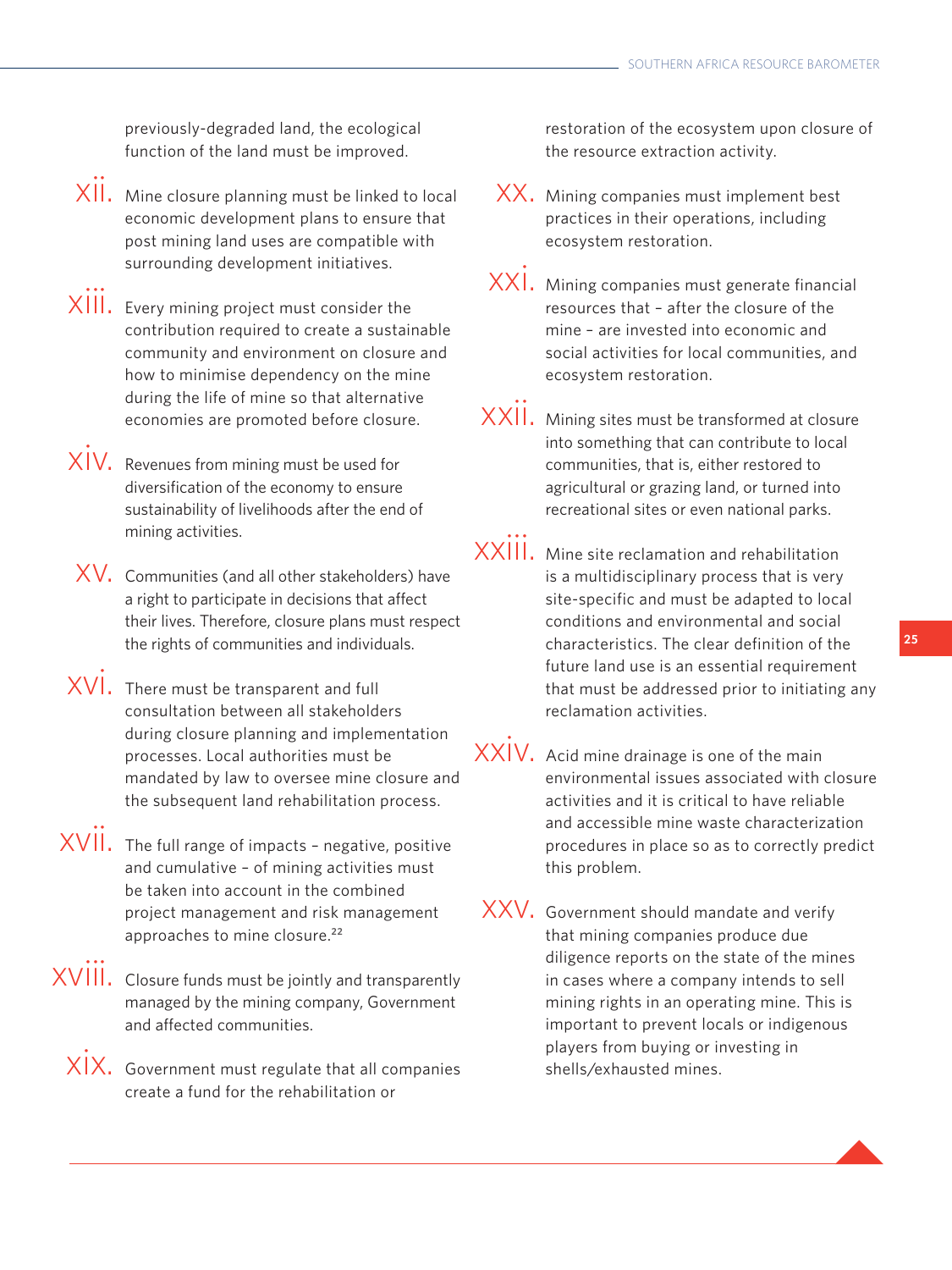previously-degraded land, the ecological function of the land must be improved.

xii. Mine closure planning must be linked to local economic development plans to ensure that post mining land uses are compatible with surrounding development initiatives.

xiii. Every mining project must consider the contribution required to create a sustainable community and environment on closure and how to minimise dependency on the mine during the life of mine so that alternative economies are promoted before closure.

xiv. Revenues from mining must be used for diversification of the economy to ensure sustainability of livelihoods after the end of mining activities.

xv. Communities (and all other stakeholders) have a right to participate in decisions that affect their lives. Therefore, closure plans must respect the rights of communities and individuals.

xvi. There must be transparent and full consultation between all stakeholders during closure planning and implementation processes. Local authorities must be mandated by law to oversee mine closure and the subsequent land rehabilitation process.

xvii. The full range of impacts – negative, positive and cumulative – of mining activities must be taken into account in the combined project management and risk management approaches to mine closure.[22]

xviii. Closure funds must be jointly and transparently managed by the mining company, Government and affected communities.

xix. Government must regulate that all companies create a fund for the rehabilitation or restoration of the ecosystem upon closure of the resource extraction activity.

xx. Mining companies must implement best practices in their operations, including ecosystem restoration.

xxi. Mining companies must generate financial resources that – after the closure of the mine – are invested into economic and social activities for local communities, and ecosystem restoration.

xxii. Mining sites must be transformed at closure into something that can contribute to local communities, that is, either restored to agricultural or grazing land, or turned into recreational sites or even national parks.

xxiii. Mine site reclamation and rehabilitation is a multidisciplinary process that is very site-specific and must be adapted to local conditions and environmental and social characteristics. The clear definition of the future land use is an essential requirement that must be addressed prior to initiating any reclamation activities.

xxiv. Acid mine drainage is one of the main environmental issues associated with closure activities and it is critical to have reliable and accessible mine waste characterization procedures in place so as to correctly predict this problem.

xxv. Government should mandate and verify that mining companies produce due diligence reports on the state of the mines in cases where a company intends to sell mining rights in an operating mine. This is important to prevent locals or indigenous players from buying or investing in shells/exhausted mines.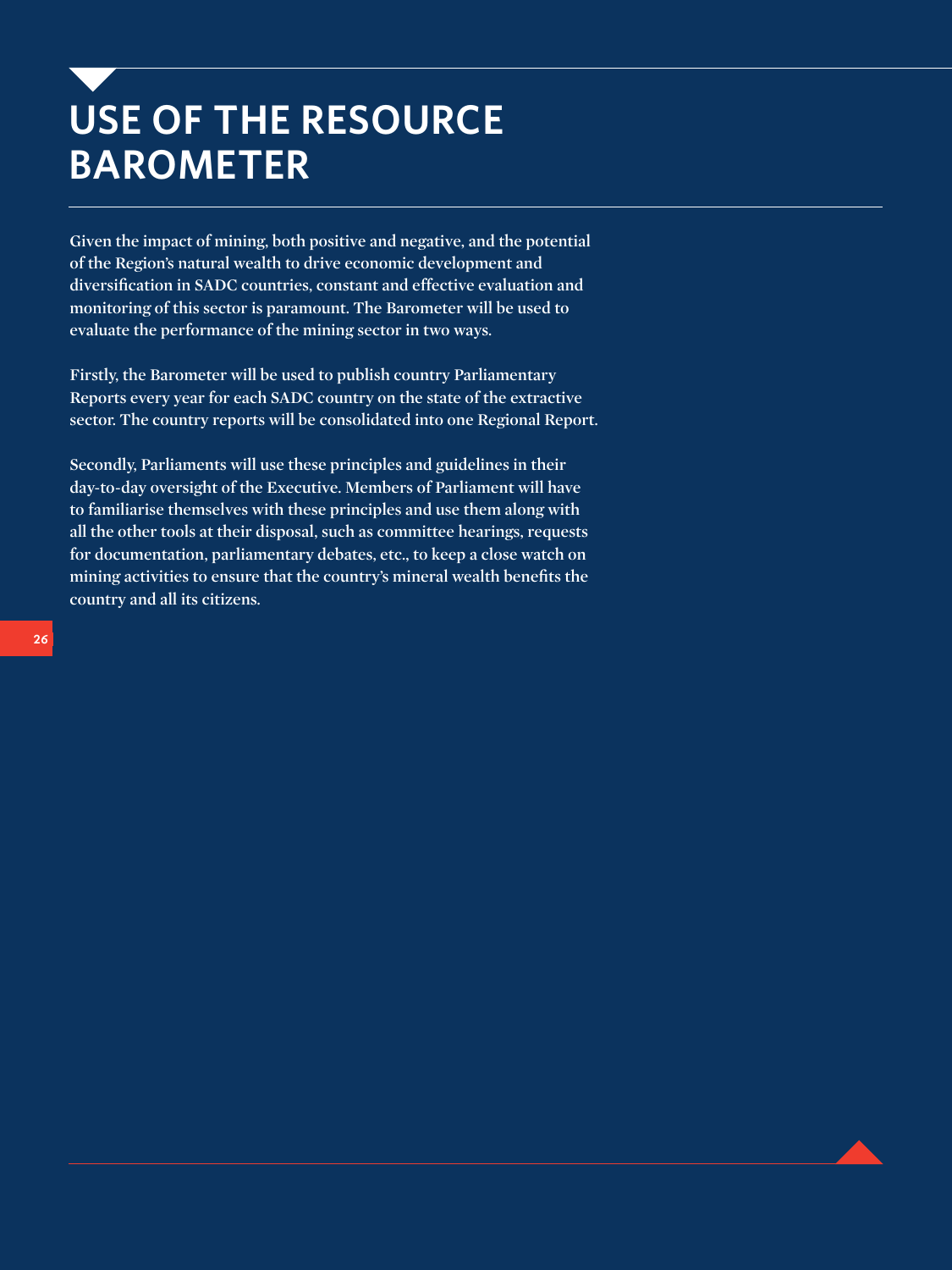# USE OF THE RESOURCE BAROMETER

Given the impact of mining, both positive and negative, and the potential of the Region's natural wealth to drive economic development and diversification in SADC countries, constant and effective evaluation and monitoring of this sector is paramount. The Barometer will be used to evaluate the performance of the mining sector in two ways.

Firstly, the Barometer will be used to publish country Parliamentary Reports every year for each SADC country on the state of the extractive sector. The country reports will be consolidated into one Regional Report.

Secondly, Parliaments will use these principles and guidelines in their day-to-day oversight of the Executive. Members of Parliament will have to familiarise themselves with these principles and use them along with all the other tools at their disposal, such as committee hearings, requests for documentation, parliamentary debates, etc., to keep a close watch on mining activities to ensure that the country's mineral wealth benefits the country and all its citizens.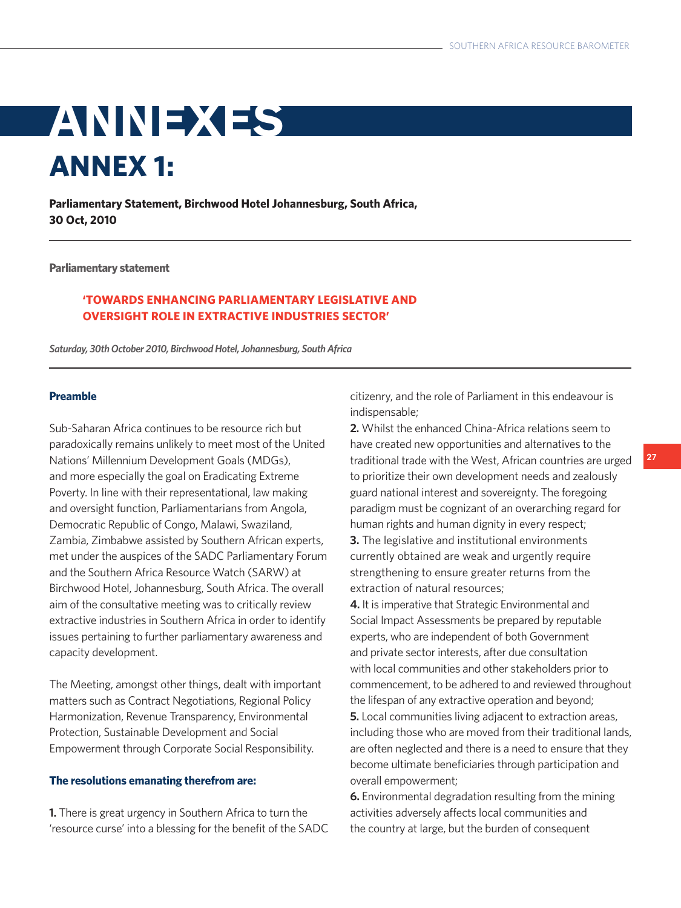# ANNEXES

## ANNEX 1:

**Parliamentary Statement, Birchwood Hotel Johannesburg, South Africa, 30 Oct, 2010**

**Parliamentary statement**

**'TOWARDS ENHANCING PARLIAMENTARY LEGISLATIVE AND OVERSIGHT ROLE IN EXTRACTIVE INDUSTRIES SECTOR'**

*Saturday, 30th October 2010, Birchwood Hotel, Johannesburg, South Africa*

### Preamble

Sub-Saharan Africa continues to be resource rich but paradoxically remains unlikely to meet most of the United Nations' Millennium Development Goals (MDGs), and more especially the goal on Eradicating Extreme Poverty. In line with their representational, law making and oversight function, Parliamentarians from Angola, Democratic Republic of Congo, Malawi, Swaziland, Zambia, Zimbabwe assisted by Southern African experts, met under the auspices of the SADC Parliamentary Forum and the Southern Africa Resource Watch (SARW) at Birchwood Hotel, Johannesburg, South Africa. The overall aim of the consultative meeting was to critically review extractive industries in Southern Africa in order to identify issues pertaining to further parliamentary awareness and capacity development.

The Meeting, amongst other things, dealt with important matters such as Contract Negotiations, Regional Policy Harmonization, Revenue Transparency, Environmental Protection, Sustainable Development and Social Empowerment through Corporate Social Responsibility.

### The resolutions emanating therefrom are:

**1.** There is great urgency in Southern Africa to turn the 'resource curse' into a blessing for the benefit of the SADC citizenry, and the role of Parliament in this endeavour is indispensable;

**2.** Whilst the enhanced China-Africa relations seem to have created new opportunities and alternatives to the traditional trade with the West, African countries are urged to prioritize their own development needs and zealously guard national interest and sovereignty. The foregoing paradigm must be cognizant of an overarching regard for human rights and human dignity in every respect;

**3.** The legislative and institutional environments currently obtained are weak and urgently require strengthening to ensure greater returns from the extraction of natural resources;

**4.** It is imperative that Strategic Environmental and Social Impact Assessments be prepared by reputable experts, who are independent of both Government and private sector interests, after due consultation with local communities and other stakeholders prior to commencement, to be adhered to and reviewed throughout the lifespan of any extractive operation and beyond;

**5.** Local communities living adjacent to extraction areas, including those who are moved from their traditional lands, are often neglected and there is a need to ensure that they become ultimate beneficiaries through participation and overall empowerment;

**6.** Environmental degradation resulting from the mining activities adversely affects local communities and the country at large, but the burden of consequent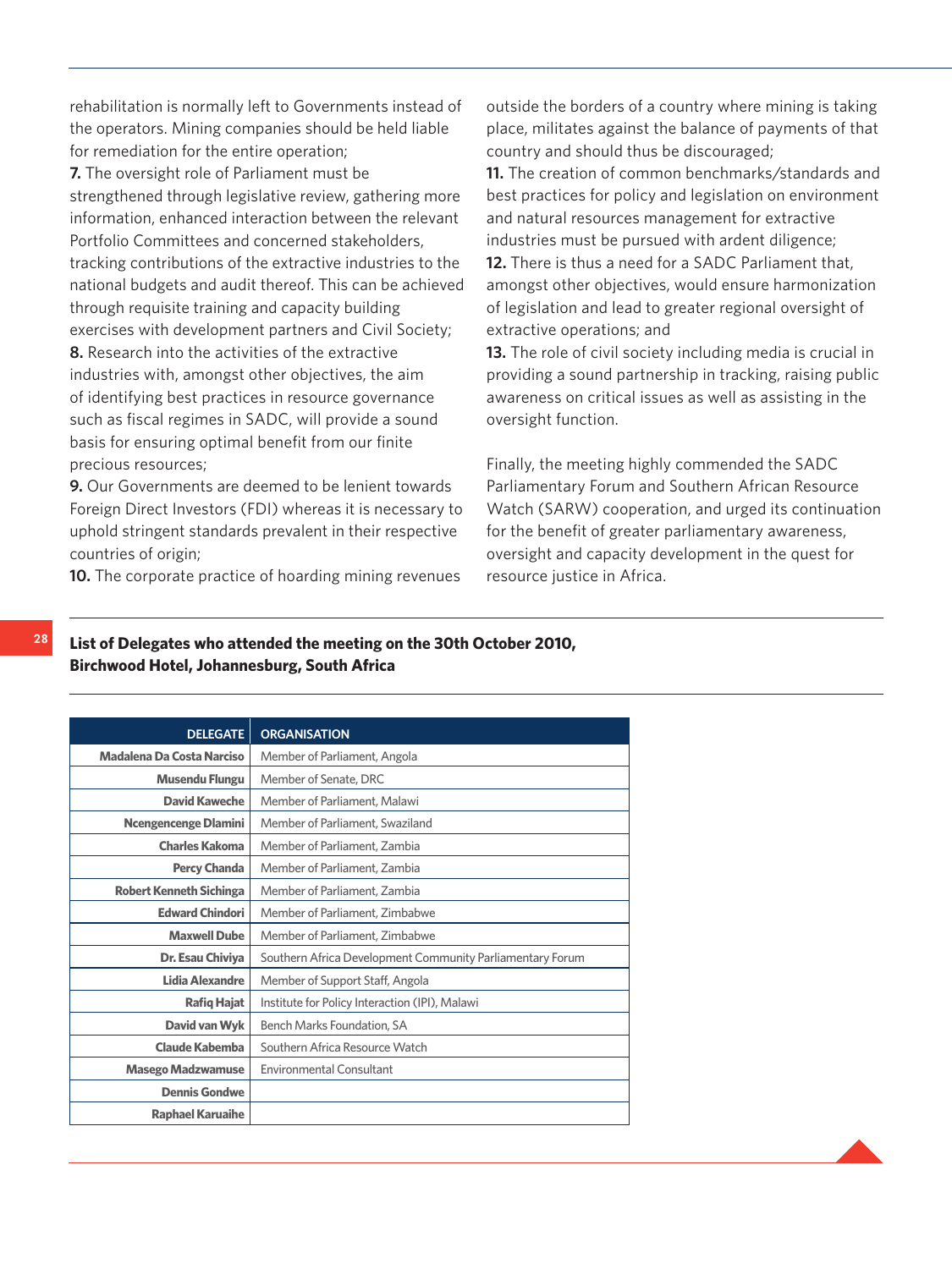rehabilitation is normally left to Governments instead of the operators. Mining companies should be held liable for remediation for the entire operation;

**7.** The oversight role of Parliament must be strengthened through legislative review, gathering more information, enhanced interaction between the relevant Portfolio Committees and concerned stakeholders, tracking contributions of the extractive industries to the national budgets and audit thereof. This can be achieved through requisite training and capacity building exercises with development partners and Civil Society;

**8.** Research into the activities of the extractive industries with, amongst other objectives, the aim of identifying best practices in resource governance such as fiscal regimes in SADC, will provide a sound basis for ensuring optimal benefit from our finite precious resources;

**9.** Our Governments are deemed to be lenient towards Foreign Direct Investors (FDI) whereas it is necessary to uphold stringent standards prevalent in their respective countries of origin;

**10.** The corporate practice of hoarding mining revenues outside the borders of a country where mining is taking place, militates against the balance of payments of that country and should thus be discouraged;

**11.** The creation of common benchmarks/standards and best practices for policy and legislation on environment and natural resources management for extractive industries must be pursued with ardent diligence;

**12.** There is thus a need for a SADC Parliament that, amongst other objectives, would ensure harmonization of legislation and lead to greater regional oversight of extractive operations; and

**13.** The role of civil society including media is crucial in providing a sound partnership in tracking, raising public awareness on critical issues as well as assisting in the oversight function.

Finally, the meeting highly commended the SADC Parliamentary Forum and Southern African Resource Watch (SARW) cooperation, and urged its continuation for the benefit of greater parliamentary awareness, oversight and capacity development in the quest for resource justice in Africa.

## List of Delegates who attended the meeting on the 30th October 2010, Birchwood Hotel, Johannesburg, South Africa

| DELEGATE | ORGANISATION |
|---|---|
| Madalena Da Costa Narciso | Member of Parliament, Angola |
| Musendu Flungu | Member of Senate, DRC |
| David Kaweche | Member of Parliament, Malawi |
| Ncengencenge Dlamini | Member of Parliament, Swaziland |
| Charles Kakoma | Member of Parliament, Zambia |
| Percy Chanda | Member of Parliament, Zambia |
| Robert Kenneth Sichinga | Member of Parliament, Zambia |
| Edward Chindori | Member of Parliament, Zimbabwe |
| Maxwell Dube | Member of Parliament, Zimbabwe |
| Dr. Esau Chiviya | Southern Africa Development Community Parliamentary Forum |
| Lidia Alexandre | Member of Support Staff, Angola |
| Rafiq Hajat | Institute for Policy Interaction (IPI), Malawi |
| David van Wyk | Bench Marks Foundation, SA |
| Claude Kabemba | Southern Africa Resource Watch |
| Masego Madzwamuse | Environmental Consultant |
| Dennis Gondwe | |
| Raphael Karuaihe | |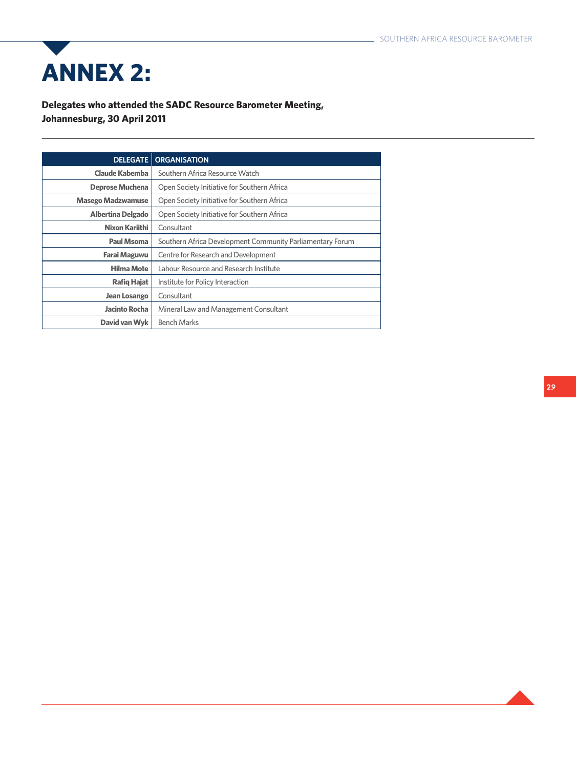# ANNEX 2:

**Delegates who attended the SADC Resource Barometer Meeting, Johannesburg, 30 April 2011**

| DELEGATE | ORGANISATION |
|---|---|
| **Claude Kabemba** | Southern Africa Resource Watch |
| **Deprose Muchena** | Open Society Initiative for Southern Africa |
| **Masego Madzwamuse** | Open Society Initiative for Southern Africa |
| **Albertina Delgado** | Open Society Initiative for Southern Africa |
| **Nixon Kariithi** | Consultant |
| **Paul Msoma** | Southern Africa Development Community Parliamentary Forum |
| **Farai Maguwu** | Centre for Research and Development |
| **Hilma Mote** | Labour Resource and Research Institute |
| **Rafiq Hajat** | Institute for Policy Interaction |
| **Jean Losango** | Consultant |
| **Jacinto Rocha** | Mineral Law and Management Consultant |
| **David van Wyk** | Bench Marks |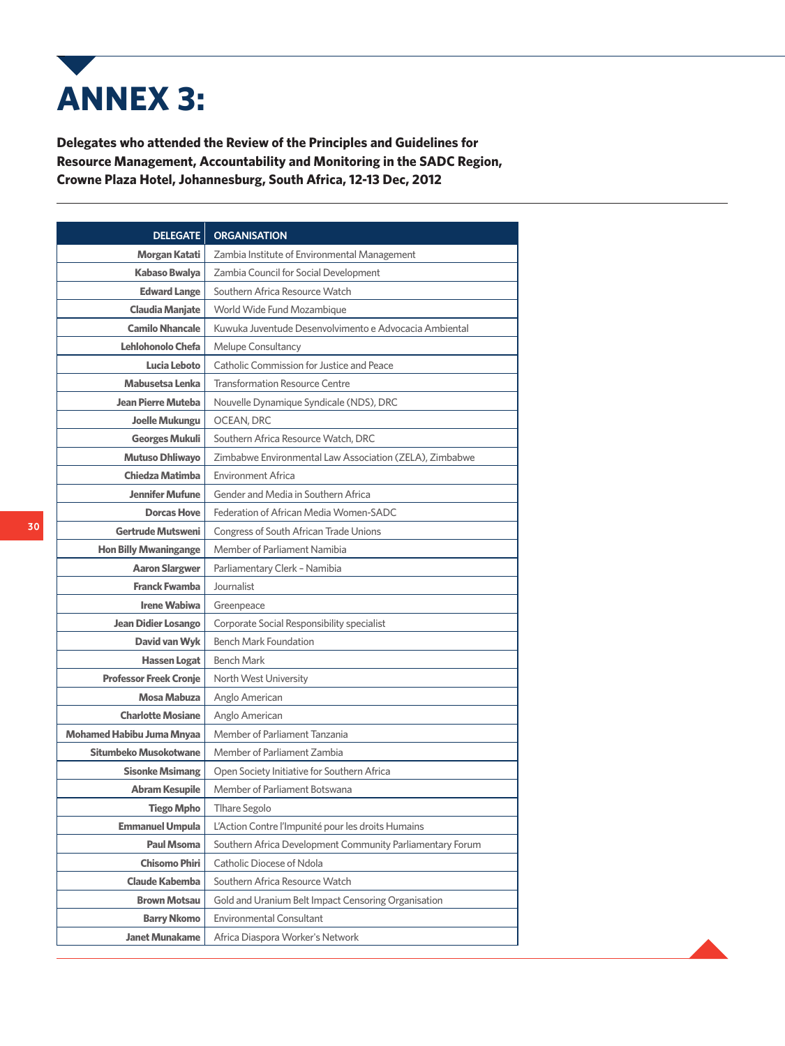# ANNEX 3:

**Delegates who attended the Review of the Principles and Guidelines for Resource Management, Accountability and Monitoring in the SADC Region, Crowne Plaza Hotel, Johannesburg, South Africa, 12-13 Dec, 2012**

| DELEGATE | ORGANISATION |
|---|---|
| Morgan Katati | Zambia Institute of Environmental Management |
| Kabaso Bwalya | Zambia Council for Social Development |
| Edward Lange | Southern Africa Resource Watch |
| Claudia Manjate | World Wide Fund Mozambique |
| Camilo Nhancale | Kuwuka Juventude Desenvolvimento e Advocacia Ambiental |
| Lehlohonolo Chefa | Melupe Consultancy |
| Lucia Leboto | Catholic Commission for Justice and Peace |
| Mabusetsa Lenka | Transformation Resource Centre |
| Jean Pierre Muteba | Nouvelle Dynamique Syndicale (NDS), DRC |
| Joelle Mukungu | OCEAN, DRC |
| Georges Mukuli | Southern Africa Resource Watch, DRC |
| Mutuso Dhliwayo | Zimbabwe Environmental Law Association (ZELA), Zimbabwe |
| Chiedza Matimba | Environment Africa |
| Jennifer Mufune | Gender and Media in Southern Africa |
| Dorcas Hove | Federation of African Media Women-SADC |
| Gertrude Mutsweni | Congress of South African Trade Unions |
| Hon Billy Mwaningange | Member of Parliament Namibia |
| Aaron Slargwer | Parliamentary Clerk – Namibia |
| Franck Fwamba | Journalist |
| Irene Wabiwa | Greenpeace |
| Jean Didier Losango | Corporate Social Responsibility specialist |
| David van Wyk | Bench Mark Foundation |
| Hassen Logat | Bench Mark |
| Professor Freek Cronje | North West University |
| Mosa Mabuza | Anglo American |
| Charlotte Mosiane | Anglo American |
| Mohamed Habibu Juma Mnyaa | Member of Parliament Tanzania |
| Situmbeko Musokotwane | Member of Parliament Zambia |
| Sisonke Msimang | Open Society Initiative for Southern Africa |
| Abram Kesupile | Member of Parliament Botswana |
| Tiego Mpho | Tlhare Segolo |
| Emmanuel Umpula | L'Action Contre l'Impunité pour les droits Humains |
| Paul Msoma | Southern Africa Development Community Parliamentary Forum |
| Chisomo Phiri | Catholic Diocese of Ndola |
| Claude Kabemba | Southern Africa Resource Watch |
| Brown Motsau | Gold and Uranium Belt Impact Censoring Organisation |
| Barry Nkomo | Environmental Consultant |
| Janet Munakame | Africa Diaspora Worker's Network |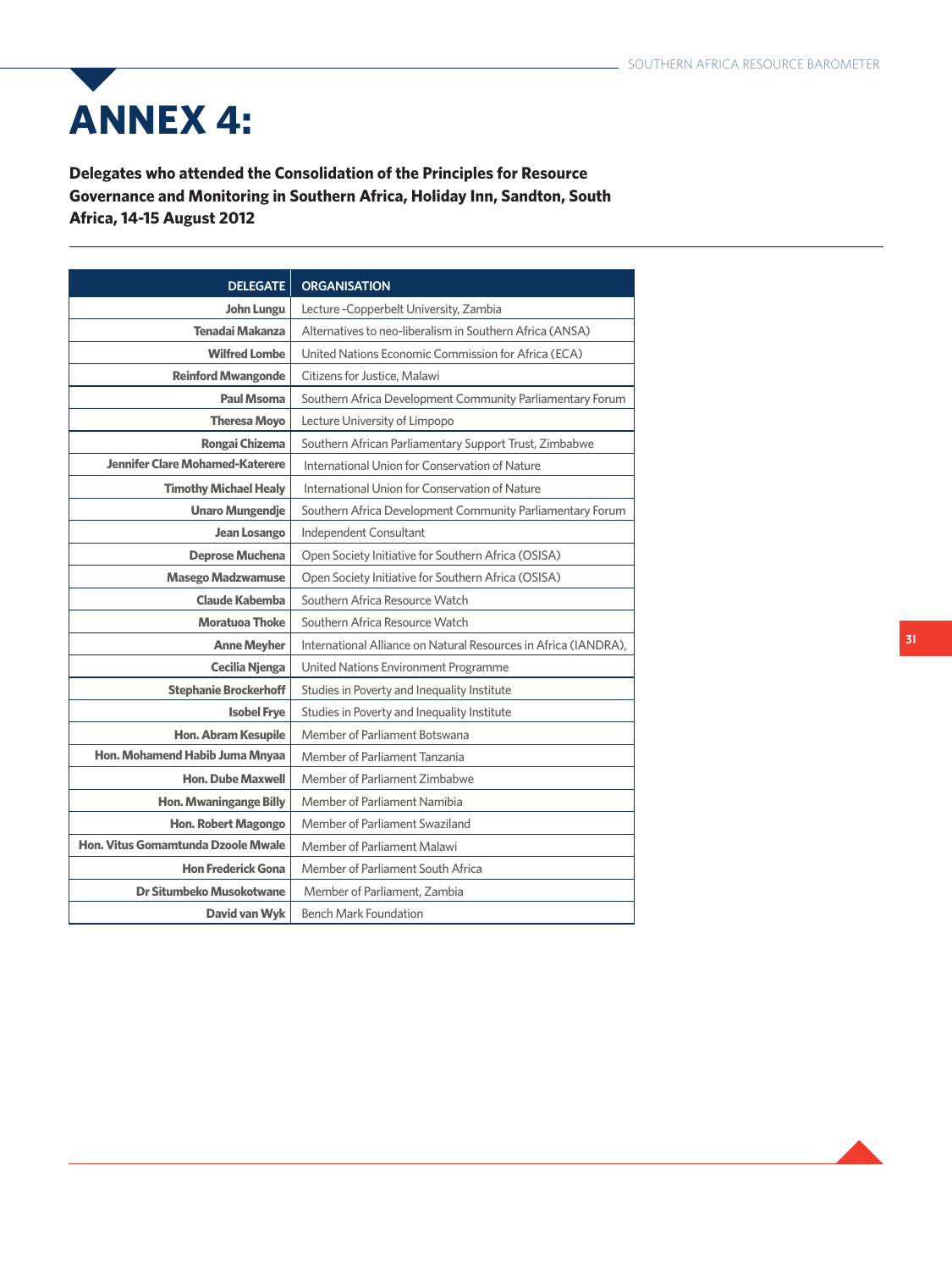# ANNEX 4:

**Delegates who attended the Consolidation of the Principles for Resource Governance and Monitoring in Southern Africa, Holiday Inn, Sandton, South Africa, 14-15 August 2012**

| DELEGATE | ORGANISATION |
|---|---|
| **John Lungu** | Lecture -Copperbelt University, Zambia |
| **Tenadai Makanza** | Alternatives to neo-liberalism in Southern Africa (ANSA) |
| **Wilfred Lombe** | United Nations Economic Commission for Africa (ECA) |
| **Reinford Mwangonde** | Citizens for Justice, Malawi |
| **Paul Msoma** | Southern Africa Development Community Parliamentary Forum |
| **Theresa Moyo** | Lecture University of Limpopo |
| **Rongai Chizema** | Southern African Parliamentary Support Trust, Zimbabwe |
| **Jennifer Clare Mohamed-Katerere** | International Union for Conservation of Nature |
| **Timothy Michael Healy** | International Union for Conservation of Nature |
| **Unaro Mungendje** | Southern Africa Development Community Parliamentary Forum |
| **Jean Losango** | Independent Consultant |
| **Deprose Muchena** | Open Society Initiative for Southern Africa (OSISA) |
| **Masego Madzwamuse** | Open Society Initiative for Southern Africa (OSISA) |
| **Claude Kabemba** | Southern Africa Resource Watch |
| **Moratuoa Thoke** | Southern Africa Resource Watch |
| **Anne Meyher** | International Alliance on Natural Resources in Africa (IANDRA), |
| **Cecilia Njenga** | United Nations Environment Programme |
| **Stephanie Brockerhoff** | Studies in Poverty and Inequality Institute |
| **Isobel Frye** | Studies in Poverty and Inequality Institute |
| **Hon. Abram Kesupile** | Member of Parliament Botswana |
| **Hon. Mohamend Habib Juma Mnyaa** | Member of Parliament Tanzania |
| **Hon. Dube Maxwell** | Member of Parliament Zimbabwe |
| **Hon. Mwaningange Billy** | Member of Parliament Namibia |
| **Hon. Robert Magongo** | Member of Parliament Swaziland |
| **Hon. Vitus Gomamtunda Dzoole Mwale** | Member of Parliament Malawi |
| **Hon Frederick Gona** | Member of Parliament South Africa |
| **Dr Situmbeko Musokotwane** | Member of Parliament, Zambia |
| **David van Wyk** | Bench Mark Foundation |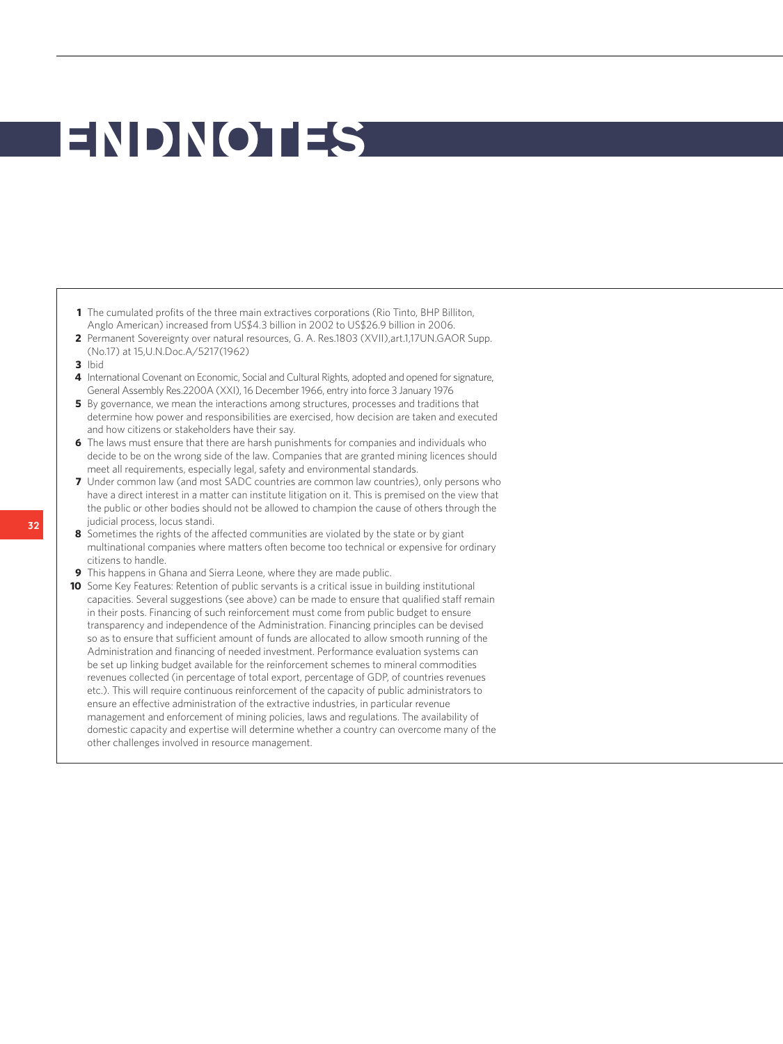# ENDNOTES

1. The cumulated profits of the three main extractives corporations (Rio Tinto, BHP Billiton, Anglo American) increased from US$4.3 billion in 2002 to US$26.9 billion in 2006.
2. Permanent Sovereignty over natural resources, G. A. Res.1803 (XVII),art.1,17UN.GAOR Supp. (No.17) at 15,U.N.Doc.A/5217(1962)
3. Ibid
4. International Covenant on Economic, Social and Cultural Rights, adopted and opened for signature, General Assembly Res.2200A (XXI), 16 December 1966, entry into force 3 January 1976
5. By governance, we mean the interactions among structures, processes and traditions that determine how power and responsibilities are exercised, how decision are taken and executed and how citizens or stakeholders have their say.
6. The laws must ensure that there are harsh punishments for companies and individuals who decide to be on the wrong side of the law. Companies that are granted mining licences should meet all requirements, especially legal, safety and environmental standards.
7. Under common law (and most SADC countries are common law countries), only persons who have a direct interest in a matter can institute litigation on it. This is premised on the view that the public or other bodies should not be allowed to champion the cause of others through the judicial process, locus standi.
8. Sometimes the rights of the affected communities are violated by the state or by giant multinational companies where matters often become too technical or expensive for ordinary citizens to handle.
9. This happens in Ghana and Sierra Leone, where they are made public.
10. Some Key Features: Retention of public servants is a critical issue in building institutional capacities. Several suggestions (see above) can be made to ensure that qualified staff remain in their posts. Financing of such reinforcement must come from public budget to ensure transparency and independence of the Administration. Financing principles can be devised so as to ensure that sufficient amount of funds are allocated to allow smooth running of the Administration and financing of needed investment. Performance evaluation systems can be set up linking budget available for the reinforcement schemes to mineral commodities revenues collected (in percentage of total export, percentage of GDP, of countries revenues etc.). This will require continuous reinforcement of the capacity of public administrators to ensure an effective administration of the extractive industries, in particular revenue management and enforcement of mining policies, laws and regulations. The availability of domestic capacity and expertise will determine whether a country can overcome many of the other challenges involved in resource management.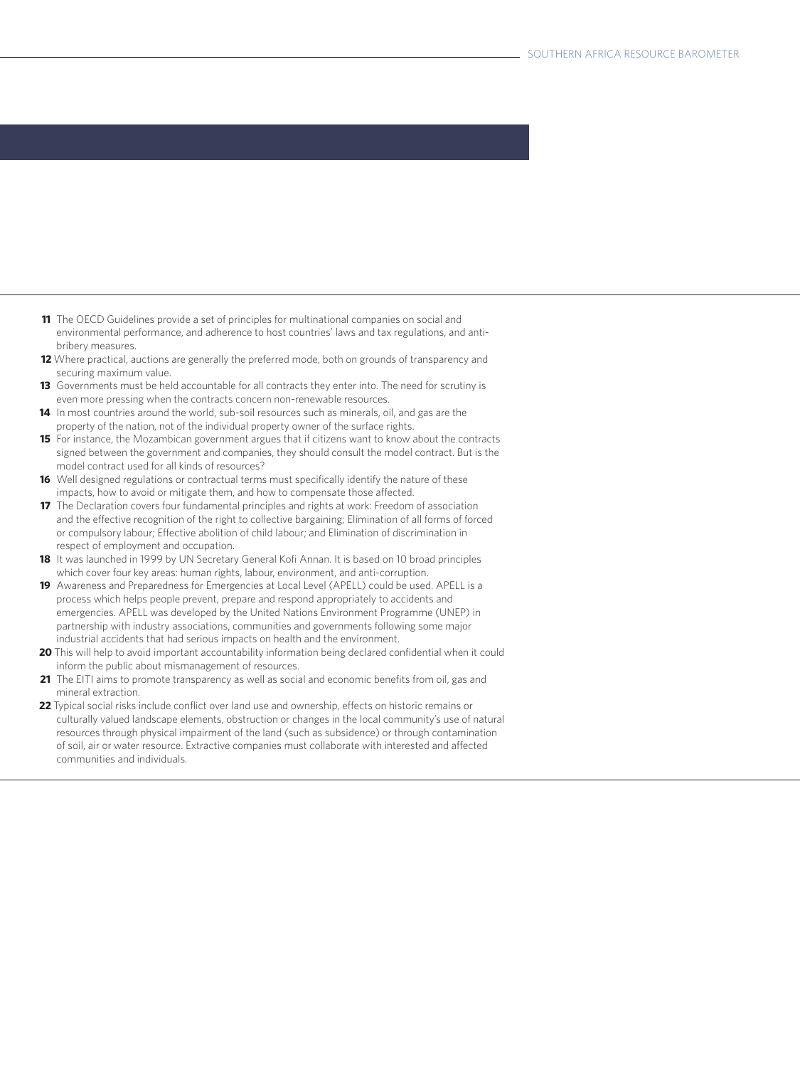**11** The OECD Guidelines provide a set of principles for multinational companies on social and environmental performance, and adherence to host countries' laws and tax regulations, and anti-bribery measures.

**12** Where practical, auctions are generally the preferred mode, both on grounds of transparency and securing maximum value.

**13** Governments must be held accountable for all contracts they enter into. The need for scrutiny is even more pressing when the contracts concern non-renewable resources.

**14** In most countries around the world, sub-soil resources such as minerals, oil, and gas are the property of the nation, not of the individual property owner of the surface rights.

**15** For instance, the Mozambican government argues that if citizens want to know about the contracts signed between the government and companies, they should consult the model contract. But is the model contract used for all kinds of resources?

**16** Well designed regulations or contractual terms must specifically identify the nature of these impacts, how to avoid or mitigate them, and how to compensate those affected.

**17** The Declaration covers four fundamental principles and rights at work: Freedom of association and the effective recognition of the right to collective bargaining; Elimination of all forms of forced or compulsory labour; Effective abolition of child labour; and Elimination of discrimination in respect of employment and occupation.

**18** It was launched in 1999 by UN Secretary General Kofi Annan. It is based on 10 broad principles which cover four key areas: human rights, labour, environment, and anti-corruption.

**19** Awareness and Preparedness for Emergencies at Local Level (APELL) could be used. APELL is a process which helps people prevent, prepare and respond appropriately to accidents and emergencies. APELL was developed by the United Nations Environment Programme (UNEP) in partnership with industry associations, communities and governments following some major industrial accidents that had serious impacts on health and the environment.

**20** This will help to avoid important accountability information being declared confidential when it could inform the public about mismanagement of resources.

**21** The EITI aims to promote transparency as well as social and economic benefits from oil, gas and mineral extraction.

**22** Typical social risks include conflict over land use and ownership, effects on historic remains or culturally valued landscape elements, obstruction or changes in the local community's use of natural resources through physical impairment of the land (such as subsidence) or through contamination of soil, air or water resource. Extractive companies must collaborate with interested and affected communities and individuals.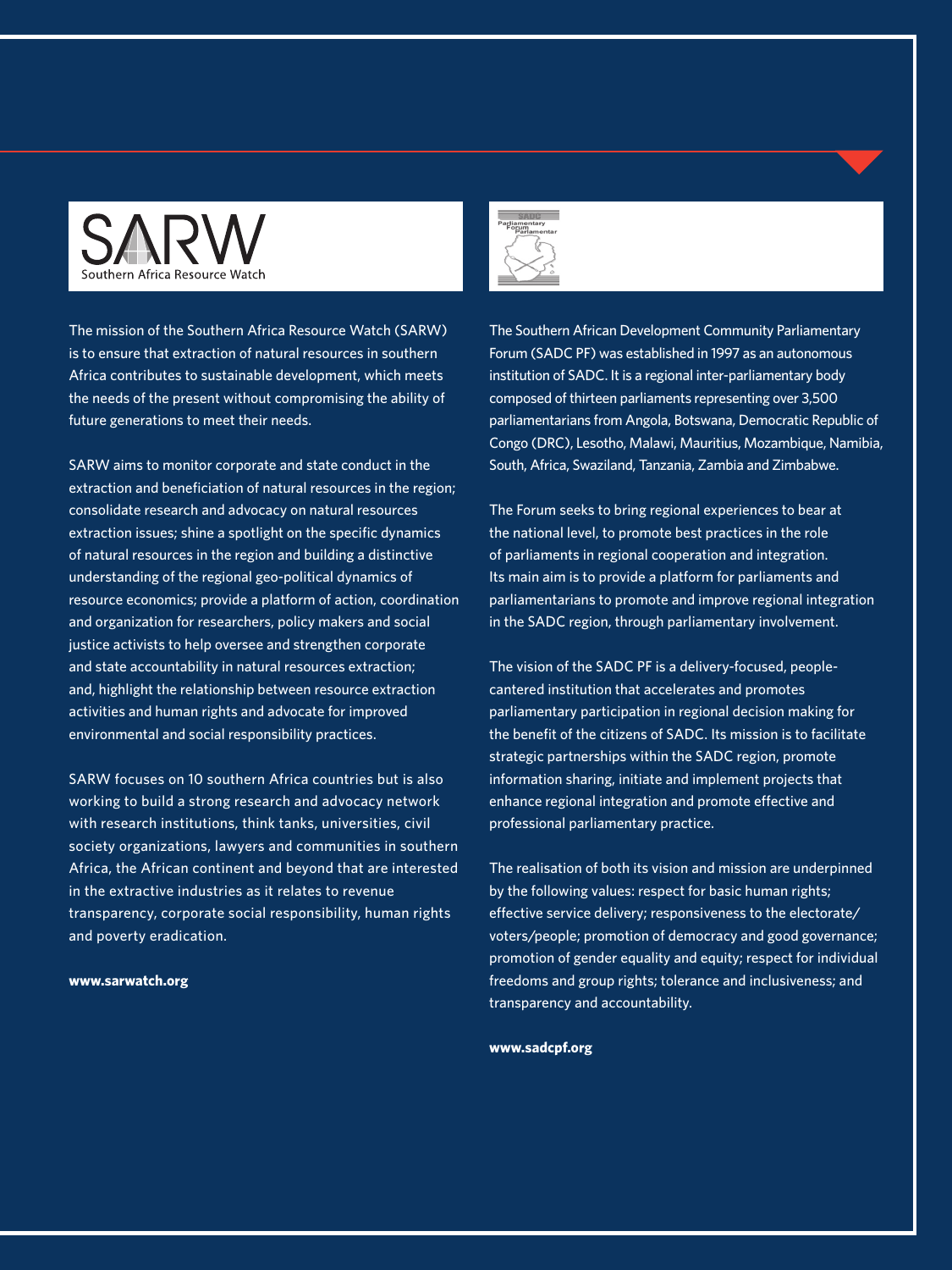SARW
Southern Africa Resource Watch

The mission of the Southern Africa Resource Watch (SARW) is to ensure that extraction of natural resources in southern Africa contributes to sustainable development, which meets the needs of the present without compromising the ability of future generations to meet their needs.

SARW aims to monitor corporate and state conduct in the extraction and beneficiation of natural resources in the region; consolidate research and advocacy on natural resources extraction issues; shine a spotlight on the specific dynamics of natural resources in the region and building a distinctive understanding of the regional geo-political dynamics of resource economics; provide a platform of action, coordination and organization for researchers, policy makers and social justice activists to help oversee and strengthen corporate and state accountability in natural resources extraction; and, highlight the relationship between resource extraction activities and human rights and advocate for improved environmental and social responsibility practices.

SARW focuses on 10 southern Africa countries but is also working to build a strong research and advocacy network with research institutions, think tanks, universities, civil society organizations, lawyers and communities in southern Africa, the African continent and beyond that are interested in the extractive industries as it relates to revenue transparency, corporate social responsibility, human rights and poverty eradication.

**www.sarwatch.org**

SADC Parliamentary Forum Parlamentar

The Southern African Development Community Parliamentary Forum (SADC PF) was established in 1997 as an autonomous institution of SADC. It is a regional inter-parliamentary body composed of thirteen parliaments representing over 3,500 parliamentarians from Angola, Botswana, Democratic Republic of Congo (DRC), Lesotho, Malawi, Mauritius, Mozambique, Namibia, South, Africa, Swaziland, Tanzania, Zambia and Zimbabwe.

The Forum seeks to bring regional experiences to bear at the national level, to promote best practices in the role of parliaments in regional cooperation and integration. Its main aim is to provide a platform for parliaments and parliamentarians to promote and improve regional integration in the SADC region, through parliamentary involvement.

The vision of the SADC PF is a delivery-focused, people-cantered institution that accelerates and promotes parliamentary participation in regional decision making for the benefit of the citizens of SADC. Its mission is to facilitate strategic partnerships within the SADC region, promote information sharing, initiate and implement projects that enhance regional integration and promote effective and professional parliamentary practice.

The realisation of both its vision and mission are underpinned by the following values: respect for basic human rights; effective service delivery; responsiveness to the electorate/voters/people; promotion of democracy and good governance; promotion of gender equality and equity; respect for individual freedoms and group rights; tolerance and inclusiveness; and transparency and accountability.

**www.sadcpf.org**